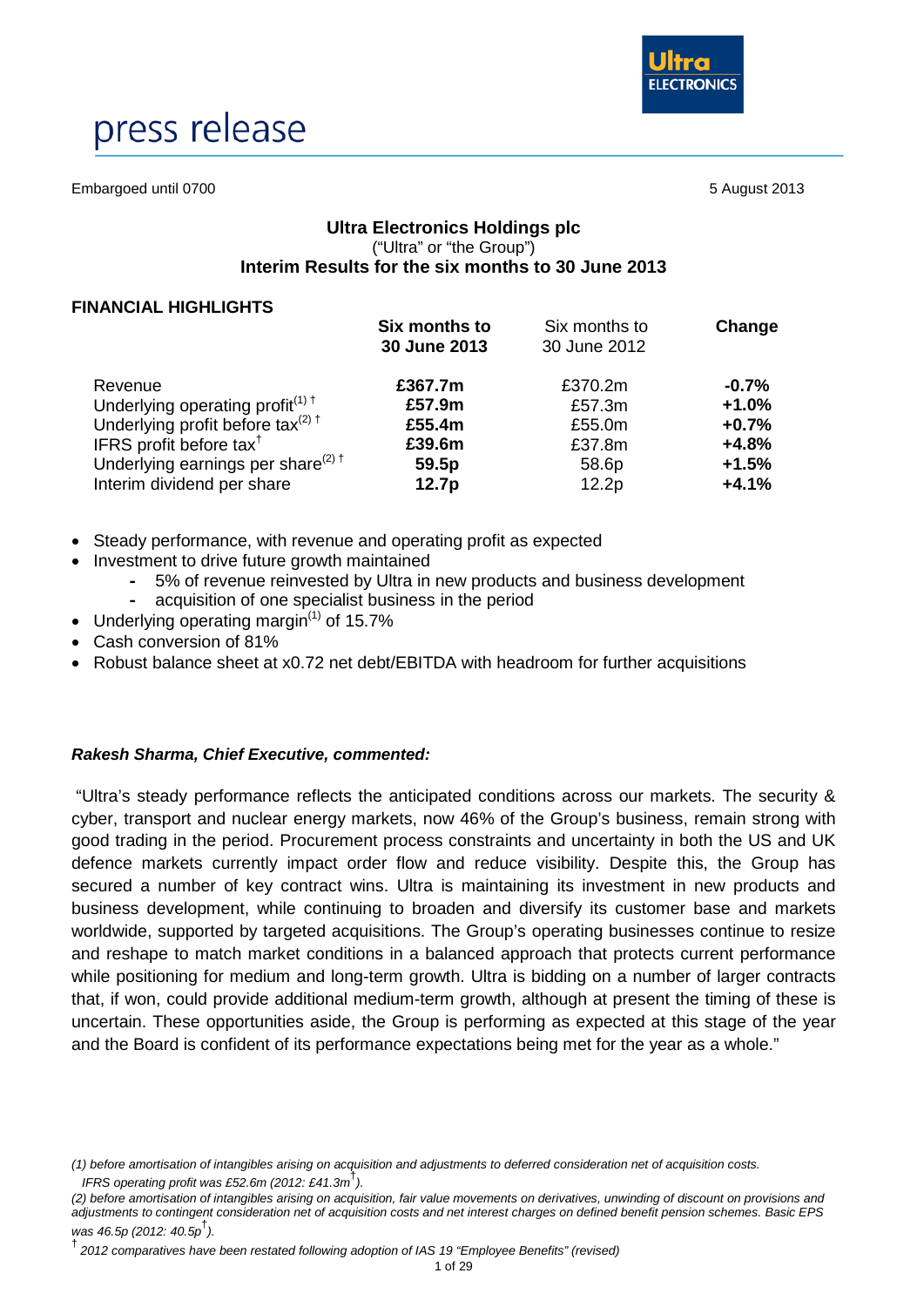press release

Embargoed until 0700

5 August 2013

**Ultra Electronics Holdings plc**
("Ultra" or "the Group")
**Interim Results for the six months to 30 June 2013**

## FINANCIAL HIGHLIGHTS

| | **Six months to 30 June 2013** | Six months to 30 June 2012 | **Change** |
|---|---|---|---|
| Revenue | **£367.7m** | £370.2m | **-0.7%** |
| Underlying operating profit[(1) †] | **£57.9m** | £57.3m | **+1.0%** |
| Underlying profit before tax[(2) †] | **£55.4m** | £55.0m | **+0.7%** |
| IFRS profit before tax[†] | **£39.6m** | £37.8m | **+4.8%** |
| Underlying earnings per share[(2) †] | **59.5p** | 58.6p | **+1.5%** |
| Interim dividend per share | **12.7p** | 12.2p | **+4.1%** |

- Steady performance, with revenue and operating profit as expected
- Investment to drive future growth maintained
  - 5% of revenue reinvested by Ultra in new products and business development
  - acquisition of one specialist business in the period
- Underlying operating margin[(1)] of 15.7%
- Cash conversion of 81%
- Robust balance sheet at x0.72 net debt/EBITDA with headroom for further acquisitions

***Rakesh Sharma, Chief Executive, commented:***

"Ultra's steady performance reflects the anticipated conditions across our markets. The security & cyber, transport and nuclear energy markets, now 46% of the Group's business, remain strong with good trading in the period. Procurement process constraints and uncertainty in both the US and UK defence markets currently impact order flow and reduce visibility. Despite this, the Group has secured a number of key contract wins. Ultra is maintaining its investment in new products and business development, while continuing to broaden and diversify its customer base and markets worldwide, supported by targeted acquisitions. The Group's operating businesses continue to resize and reshape to match market conditions in a balanced approach that protects current performance while positioning for medium and long-term growth. Ultra is bidding on a number of larger contracts that, if won, could provide additional medium-term growth, although at present the timing of these is uncertain. These opportunities aside, the Group is performing as expected at this stage of the year and the Board is confident of its performance expectations being met for the year as a whole."

*(1) before amortisation of intangibles arising on acquisition and adjustments to deferred consideration net of acquisition costs. IFRS operating profit was £52.6m (2012: £41.3m[†]).*

*(2) before amortisation of intangibles arising on acquisition, fair value movements on derivatives, unwinding of discount on provisions and adjustments to contingent consideration net of acquisition costs and net interest charges on defined benefit pension schemes. Basic EPS was 46.5p (2012: 40.5p[†]).*

[†] *2012 comparatives have been restated following adoption of IAS 19 "Employee Benefits" (revised)*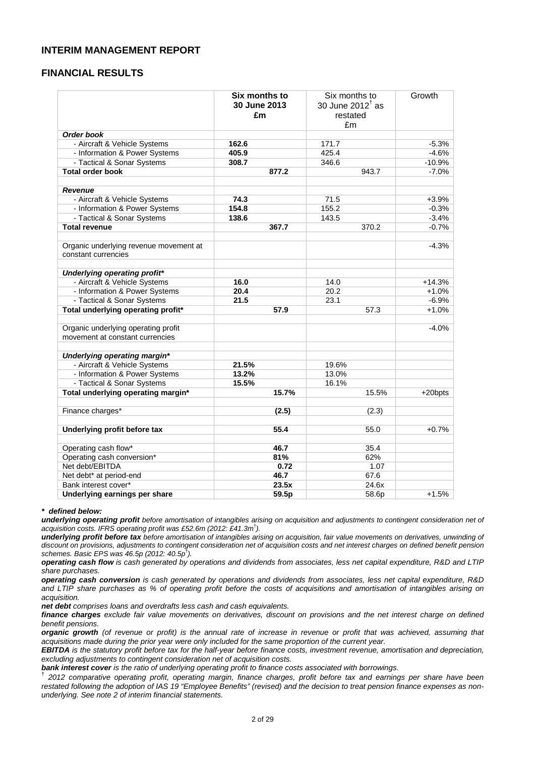# INTERIM MANAGEMENT REPORT

## FINANCIAL RESULTS

| | Six months to 30 June 2013 £m | | Six months to 30 June 2012[†] as restated £m | | Growth |
|---|---|---|---|---|---|
| ***Order book*** | | | | | |
| - Aircraft & Vehicle Systems | **162.6** | | 171.7 | | -5.3% |
| - Information & Power Systems | **405.9** | | 425.4 | | -4.6% |
| - Tactical & Sonar Systems | **308.7** | | 346.6 | | -10.9% |
| **Total order book** | | **877.2** | | 943.7 | -7.0% |
| | | | | | |
| ***Revenue*** | | | | | |
| - Aircraft & Vehicle Systems | **74.3** | | 71.5 | | +3.9% |
| - Information & Power Systems | **154.8** | | 155.2 | | -0.3% |
| - Tactical & Sonar Systems | **138.6** | | 143.5 | | -3.4% |
| **Total revenue** | | **367.7** | | 370.2 | -0.7% |
| | | | | | |
| Organic underlying revenue movement at constant currencies | | | | | -4.3% |
| | | | | | |
| ***Underlying operating profit**** | | | | | |
| - Aircraft & Vehicle Systems | **16.0** | | 14.0 | | +14.3% |
| - Information & Power Systems | **20.4** | | 20.2 | | +1.0% |
| - Tactical & Sonar Systems | **21.5** | | 23.1 | | -6.9% |
| **Total underlying operating profit*** | | **57.9** | | 57.3 | +1.0% |
| | | | | | |
| Organic underlying operating profit movement at constant currencies | | | | | -4.0% |
| | | | | | |
| ***Underlying operating margin**** | | | | | |
| - Aircraft & Vehicle Systems | **21.5%** | | 19.6% | | |
| - Information & Power Systems | **13.2%** | | 13.0% | | |
| - Tactical & Sonar Systems | **15.5%** | | 16.1% | | |
| **Total underlying operating margin*** | | **15.7%** | | 15.5% | +20bpts |
| | | | | | |
| Finance charges* | | **(2.5)** | | (2.3) | |
| | | | | | |
| **Underlying profit before tax** | | **55.4** | | 55.0 | +0.7% |
| | | | | | |
| Operating cash flow* | | **46.7** | | 35.4 | |
| Operating cash conversion* | | **81%** | | 62% | |
| Net debt/EBITDA | | **0.72** | | 1.07 | |
| Net debt* at period-end | | **46.7** | | 67.6 | |
| Bank interest cover* | | **23.5x** | | 24.6x | |
| **Underlying earnings per share** | | **59.5p** | | 58.6p | +1.5% |

***\* defined below:***

***underlying operating profit*** *before amortisation of intangibles arising on acquisition and adjustments to contingent consideration net of acquisition costs. IFRS operating profit was £52.6m (2012: £41.3m[†]).*

***underlying profit before tax*** *before amortisation of intangibles arising on acquisition, fair value movements on derivatives, unwinding of discount on provisions, adjustments to contingent consideration net of acquisition costs and net interest charges on defined benefit pension schemes. Basic EPS was 46.5p (2012: 40.5p[†]).*

***operating cash flow*** *is cash generated by operations and dividends from associates, less net capital expenditure, R&D and LTIP share purchases.*

***operating cash conversion*** *is cash generated by operations and dividends from associates, less net capital expenditure, R&D and LTIP share purchases as % of operating profit before the costs of acquisitions and amortisation of intangibles arising on acquisition.*

***net debt*** *comprises loans and overdrafts less cash and cash equivalents.*

***finance charges*** *exclude fair value movements on derivatives, discount on provisions and the net interest charge on defined benefit pensions.*

***organic growth*** *(of revenue or profit) is the annual rate of increase in revenue or profit that was achieved, assuming that acquisitions made during the prior year were only included for the same proportion of the current year.*

***EBITDA*** *is the statutory profit before tax for the half-year before finance costs, investment revenue, amortisation and depreciation, excluding adjustments to contingent consideration net of acquisition costs.*

***bank interest cover*** *is the ratio of underlying operating profit to finance costs associated with borrowings.*

*[†] 2012 comparative operating profit, operating margin, finance charges, profit before tax and earnings per share have been restated following the adoption of IAS 19 "Employee Benefits" (revised) and the decision to treat pension finance expenses as non-underlying. See note 2 of interim financial statements.*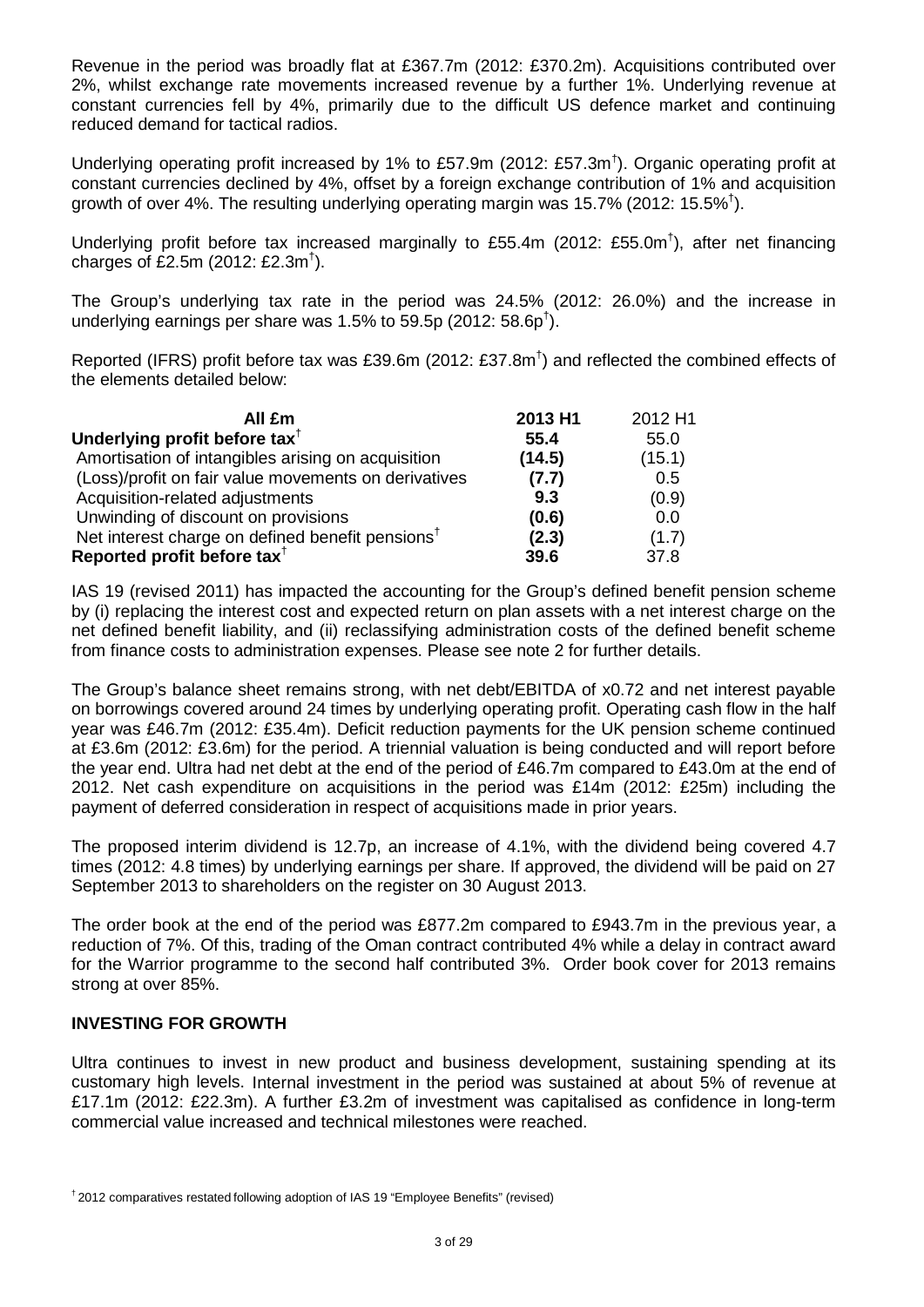Revenue in the period was broadly flat at £367.7m (2012: £370.2m). Acquisitions contributed over 2%, whilst exchange rate movements increased revenue by a further 1%. Underlying revenue at constant currencies fell by 4%, primarily due to the difficult US defence market and continuing reduced demand for tactical radios.

Underlying operating profit increased by 1% to £57.9m (2012: £57.3m†). Organic operating profit at constant currencies declined by 4%, offset by a foreign exchange contribution of 1% and acquisition growth of over 4%. The resulting underlying operating margin was 15.7% (2012: 15.5%†).

Underlying profit before tax increased marginally to £55.4m (2012: £55.0m†), after net financing charges of £2.5m (2012: £2.3m†).

The Group's underlying tax rate in the period was 24.5% (2012: 26.0%) and the increase in underlying earnings per share was 1.5% to 59.5p (2012: 58.6p†).

Reported (IFRS) profit before tax was £39.6m (2012: £37.8m†) and reflected the combined effects of the elements detailed below:

| All £m | 2013 H1 | 2012 H1 |
|---|---|---|
| **Underlying profit before tax†** | **55.4** | 55.0 |
| Amortisation of intangibles arising on acquisition | **(14.5)** | (15.1) |
| (Loss)/profit on fair value movements on derivatives | **(7.7)** | 0.5 |
| Acquisition-related adjustments | **9.3** | (0.9) |
| Unwinding of discount on provisions | **(0.6)** | 0.0 |
| Net interest charge on defined benefit pensions† | **(2.3)** | (1.7) |
| **Reported profit before tax†** | **39.6** | 37.8 |

IAS 19 (revised 2011) has impacted the accounting for the Group's defined benefit pension scheme by (i) replacing the interest cost and expected return on plan assets with a net interest charge on the net defined benefit liability, and (ii) reclassifying administration costs of the defined benefit scheme from finance costs to administration expenses. Please see note 2 for further details.

The Group's balance sheet remains strong, with net debt/EBITDA of x0.72 and net interest payable on borrowings covered around 24 times by underlying operating profit. Operating cash flow in the half year was £46.7m (2012: £35.4m). Deficit reduction payments for the UK pension scheme continued at £3.6m (2012: £3.6m) for the period. A triennial valuation is being conducted and will report before the year end. Ultra had net debt at the end of the period of £46.7m compared to £43.0m at the end of 2012. Net cash expenditure on acquisitions in the period was £14m (2012: £25m) including the payment of deferred consideration in respect of acquisitions made in prior years.

The proposed interim dividend is 12.7p, an increase of 4.1%, with the dividend being covered 4.7 times (2012: 4.8 times) by underlying earnings per share. If approved, the dividend will be paid on 27 September 2013 to shareholders on the register on 30 August 2013.

The order book at the end of the period was £877.2m compared to £943.7m in the previous year, a reduction of 7%. Of this, trading of the Oman contract contributed 4% while a delay in contract award for the Warrior programme to the second half contributed 3%. Order book cover for 2013 remains strong at over 85%.

## INVESTING FOR GROWTH

Ultra continues to invest in new product and business development, sustaining spending at its customary high levels. Internal investment in the period was sustained at about 5% of revenue at £17.1m (2012: £22.3m). A further £3.2m of investment was capitalised as confidence in long-term commercial value increased and technical milestones were reached.

† 2012 comparatives restated following adoption of IAS 19 "Employee Benefits" (revised)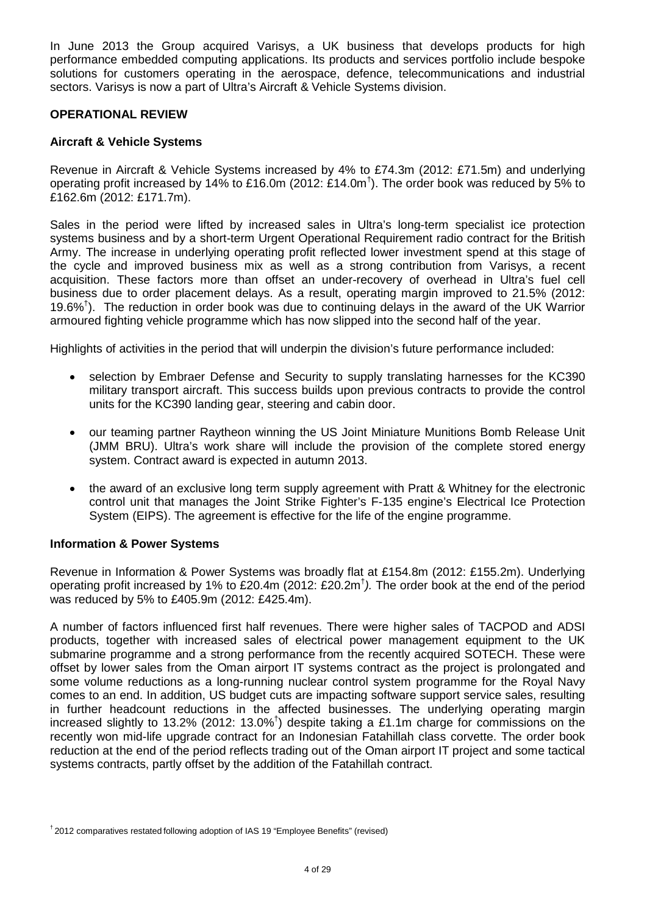In June 2013 the Group acquired Varisys, a UK business that develops products for high performance embedded computing applications. Its products and services portfolio include bespoke solutions for customers operating in the aerospace, defence, telecommunications and industrial sectors. Varisys is now a part of Ultra's Aircraft & Vehicle Systems division.

## OPERATIONAL REVIEW

### Aircraft & Vehicle Systems

Revenue in Aircraft & Vehicle Systems increased by 4% to £74.3m (2012: £71.5m) and underlying operating profit increased by 14% to £16.0m (2012: £14.0m[†]). The order book was reduced by 5% to £162.6m (2012: £171.7m).

Sales in the period were lifted by increased sales in Ultra's long-term specialist ice protection systems business and by a short-term Urgent Operational Requirement radio contract for the British Army. The increase in underlying operating profit reflected lower investment spend at this stage of the cycle and improved business mix as well as a strong contribution from Varisys, a recent acquisition. These factors more than offset an under-recovery of overhead in Ultra's fuel cell business due to order placement delays. As a result, operating margin improved to 21.5% (2012: 19.6%[†]). The reduction in order book was due to continuing delays in the award of the UK Warrior armoured fighting vehicle programme which has now slipped into the second half of the year.

Highlights of activities in the period that will underpin the division's future performance included:

- selection by Embraer Defense and Security to supply translating harnesses for the KC390 military transport aircraft. This success builds upon previous contracts to provide the control units for the KC390 landing gear, steering and cabin door.
- our teaming partner Raytheon winning the US Joint Miniature Munitions Bomb Release Unit (JMM BRU). Ultra's work share will include the provision of the complete stored energy system. Contract award is expected in autumn 2013.
- the award of an exclusive long term supply agreement with Pratt & Whitney for the electronic control unit that manages the Joint Strike Fighter's F-135 engine's Electrical Ice Protection System (EIPS). The agreement is effective for the life of the engine programme.

### Information & Power Systems

Revenue in Information & Power Systems was broadly flat at £154.8m (2012: £155.2m). Underlying operating profit increased by 1% to £20.4m (2012: £20.2m[†]*).* The order book at the end of the period was reduced by 5% to £405.9m (2012: £425.4m).

A number of factors influenced first half revenues. There were higher sales of TACPOD and ADSI products, together with increased sales of electrical power management equipment to the UK submarine programme and a strong performance from the recently acquired SOTECH. These were offset by lower sales from the Oman airport IT systems contract as the project is prolongated and some volume reductions as a long-running nuclear control system programme for the Royal Navy comes to an end. In addition, US budget cuts are impacting software support service sales, resulting in further headcount reductions in the affected businesses. The underlying operating margin increased slightly to 13.2% (2012: 13.0%[†]) despite taking a £1.1m charge for commissions on the recently won mid-life upgrade contract for an Indonesian Fatahillah class corvette. The order book reduction at the end of the period reflects trading out of the Oman airport IT project and some tactical systems contracts, partly offset by the addition of the Fatahillah contract.

[†] 2012 comparatives restated following adoption of IAS 19 "Employee Benefits" (revised)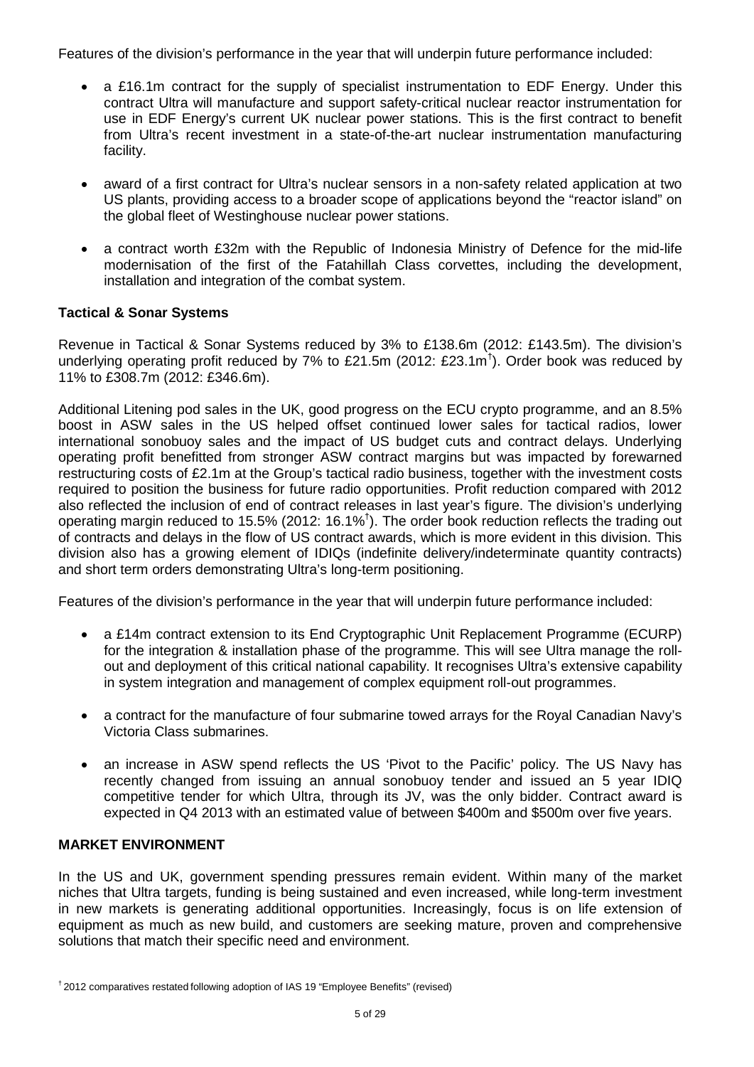Features of the division's performance in the year that will underpin future performance included:

- a £16.1m contract for the supply of specialist instrumentation to EDF Energy. Under this contract Ultra will manufacture and support safety-critical nuclear reactor instrumentation for use in EDF Energy's current UK nuclear power stations. This is the first contract to benefit from Ultra's recent investment in a state-of-the-art nuclear instrumentation manufacturing facility.
- award of a first contract for Ultra's nuclear sensors in a non-safety related application at two US plants, providing access to a broader scope of applications beyond the "reactor island" on the global fleet of Westinghouse nuclear power stations.
- a contract worth £32m with the Republic of Indonesia Ministry of Defence for the mid-life modernisation of the first of the Fatahillah Class corvettes, including the development, installation and integration of the combat system.

**Tactical & Sonar Systems**

Revenue in Tactical & Sonar Systems reduced by 3% to £138.6m (2012: £143.5m). The division's underlying operating profit reduced by 7% to £21.5m (2012: £23.1m†). Order book was reduced by 11% to £308.7m (2012: £346.6m).

Additional Litening pod sales in the UK, good progress on the ECU crypto programme, and an 8.5% boost in ASW sales in the US helped offset continued lower sales for tactical radios, lower international sonobuoy sales and the impact of US budget cuts and contract delays. Underlying operating profit benefitted from stronger ASW contract margins but was impacted by forewarned restructuring costs of £2.1m at the Group's tactical radio business, together with the investment costs required to position the business for future radio opportunities. Profit reduction compared with 2012 also reflected the inclusion of end of contract releases in last year's figure. The division's underlying operating margin reduced to 15.5% (2012: 16.1%†). The order book reduction reflects the trading out of contracts and delays in the flow of US contract awards, which is more evident in this division. This division also has a growing element of IDIQs (indefinite delivery/indeterminate quantity contracts) and short term orders demonstrating Ultra's long-term positioning.

Features of the division's performance in the year that will underpin future performance included:

- a £14m contract extension to its End Cryptographic Unit Replacement Programme (ECURP) for the integration & installation phase of the programme. This will see Ultra manage the roll-out and deployment of this critical national capability. It recognises Ultra's extensive capability in system integration and management of complex equipment roll-out programmes.
- a contract for the manufacture of four submarine towed arrays for the Royal Canadian Navy's Victoria Class submarines.
- an increase in ASW spend reflects the US 'Pivot to the Pacific' policy. The US Navy has recently changed from issuing an annual sonobuoy tender and issued an 5 year IDIQ competitive tender for which Ultra, through its JV, was the only bidder. Contract award is expected in Q4 2013 with an estimated value of between $400m and $500m over five years.

## MARKET ENVIRONMENT

In the US and UK, government spending pressures remain evident. Within many of the market niches that Ultra targets, funding is being sustained and even increased, while long-term investment in new markets is generating additional opportunities. Increasingly, focus is on life extension of equipment as much as new build, and customers are seeking mature, proven and comprehensive solutions that match their specific need and environment.

† 2012 comparatives restated following adoption of IAS 19 "Employee Benefits" (revised)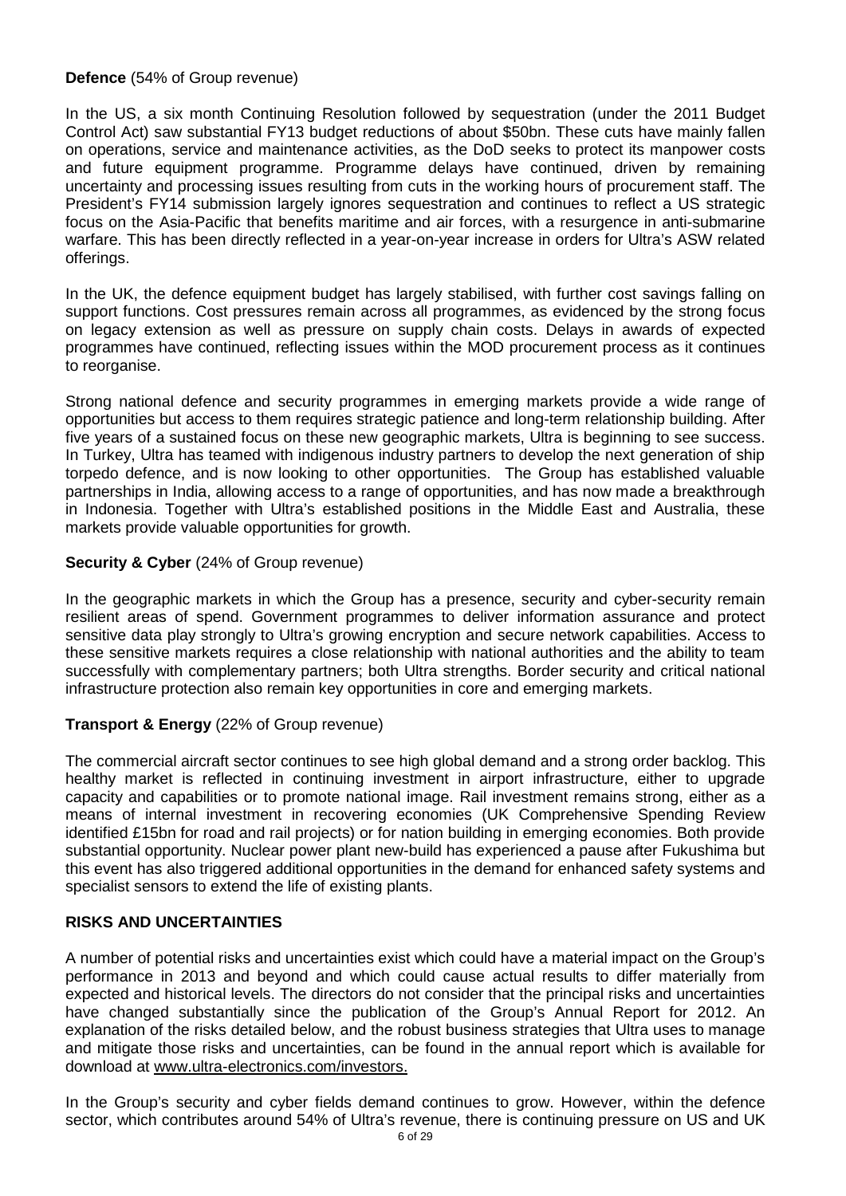**Defence** (54% of Group revenue)

In the US, a six month Continuing Resolution followed by sequestration (under the 2011 Budget Control Act) saw substantial FY13 budget reductions of about $50bn. These cuts have mainly fallen on operations, service and maintenance activities, as the DoD seeks to protect its manpower costs and future equipment programme. Programme delays have continued, driven by remaining uncertainty and processing issues resulting from cuts in the working hours of procurement staff. The President's FY14 submission largely ignores sequestration and continues to reflect a US strategic focus on the Asia-Pacific that benefits maritime and air forces, with a resurgence in anti-submarine warfare. This has been directly reflected in a year-on-year increase in orders for Ultra's ASW related offerings.

In the UK, the defence equipment budget has largely stabilised, with further cost savings falling on support functions. Cost pressures remain across all programmes, as evidenced by the strong focus on legacy extension as well as pressure on supply chain costs. Delays in awards of expected programmes have continued, reflecting issues within the MOD procurement process as it continues to reorganise.

Strong national defence and security programmes in emerging markets provide a wide range of opportunities but access to them requires strategic patience and long-term relationship building. After five years of a sustained focus on these new geographic markets, Ultra is beginning to see success. In Turkey, Ultra has teamed with indigenous industry partners to develop the next generation of ship torpedo defence, and is now looking to other opportunities. The Group has established valuable partnerships in India, allowing access to a range of opportunities, and has now made a breakthrough in Indonesia. Together with Ultra's established positions in the Middle East and Australia, these markets provide valuable opportunities for growth.

**Security & Cyber** (24% of Group revenue)

In the geographic markets in which the Group has a presence, security and cyber-security remain resilient areas of spend. Government programmes to deliver information assurance and protect sensitive data play strongly to Ultra's growing encryption and secure network capabilities. Access to these sensitive markets requires a close relationship with national authorities and the ability to team successfully with complementary partners; both Ultra strengths. Border security and critical national infrastructure protection also remain key opportunities in core and emerging markets.

**Transport & Energy** (22% of Group revenue)

The commercial aircraft sector continues to see high global demand and a strong order backlog. This healthy market is reflected in continuing investment in airport infrastructure, either to upgrade capacity and capabilities or to promote national image. Rail investment remains strong, either as a means of internal investment in recovering economies (UK Comprehensive Spending Review identified £15bn for road and rail projects) or for nation building in emerging economies. Both provide substantial opportunity. Nuclear power plant new-build has experienced a pause after Fukushima but this event has also triggered additional opportunities in the demand for enhanced safety systems and specialist sensors to extend the life of existing plants.

## RISKS AND UNCERTAINTIES

A number of potential risks and uncertainties exist which could have a material impact on the Group's performance in 2013 and beyond and which could cause actual results to differ materially from expected and historical levels. The directors do not consider that the principal risks and uncertainties have changed substantially since the publication of the Group's Annual Report for 2012. An explanation of the risks detailed below, and the robust business strategies that Ultra uses to manage and mitigate those risks and uncertainties, can be found in the annual report which is available for download at www.ultra-electronics.com/investors.

In the Group's security and cyber fields demand continues to grow. However, within the defence sector, which contributes around 54% of Ultra's revenue, there is continuing pressure on US and UK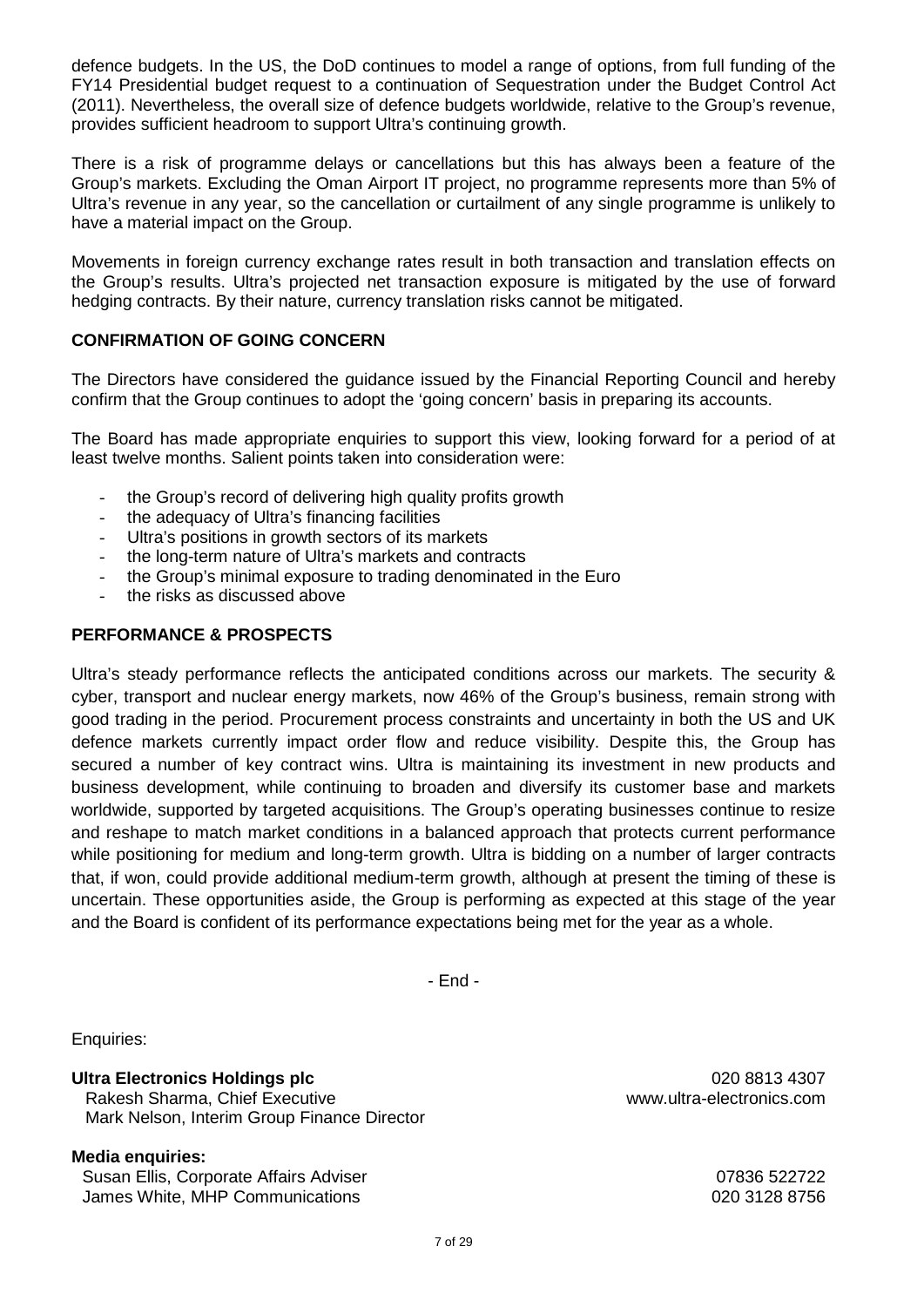defence budgets. In the US, the DoD continues to model a range of options, from full funding of the FY14 Presidential budget request to a continuation of Sequestration under the Budget Control Act (2011). Nevertheless, the overall size of defence budgets worldwide, relative to the Group's revenue, provides sufficient headroom to support Ultra's continuing growth.

There is a risk of programme delays or cancellations but this has always been a feature of the Group's markets. Excluding the Oman Airport IT project, no programme represents more than 5% of Ultra's revenue in any year, so the cancellation or curtailment of any single programme is unlikely to have a material impact on the Group.

Movements in foreign currency exchange rates result in both transaction and translation effects on the Group's results. Ultra's projected net transaction exposure is mitigated by the use of forward hedging contracts. By their nature, currency translation risks cannot be mitigated.

**CONFIRMATION OF GOING CONCERN**

The Directors have considered the guidance issued by the Financial Reporting Council and hereby confirm that the Group continues to adopt the 'going concern' basis in preparing its accounts.

The Board has made appropriate enquiries to support this view, looking forward for a period of at least twelve months. Salient points taken into consideration were:

- the Group's record of delivering high quality profits growth
- the adequacy of Ultra's financing facilities
- Ultra's positions in growth sectors of its markets
- the long-term nature of Ultra's markets and contracts
- the Group's minimal exposure to trading denominated in the Euro
- the risks as discussed above

**PERFORMANCE & PROSPECTS**

Ultra's steady performance reflects the anticipated conditions across our markets. The security & cyber, transport and nuclear energy markets, now 46% of the Group's business, remain strong with good trading in the period. Procurement process constraints and uncertainty in both the US and UK defence markets currently impact order flow and reduce visibility. Despite this, the Group has secured a number of key contract wins. Ultra is maintaining its investment in new products and business development, while continuing to broaden and diversify its customer base and markets worldwide, supported by targeted acquisitions. The Group's operating businesses continue to resize and reshape to match market conditions in a balanced approach that protects current performance while positioning for medium and long-term growth. Ultra is bidding on a number of larger contracts that, if won, could provide additional medium-term growth, although at present the timing of these is uncertain. These opportunities aside, the Group is performing as expected at this stage of the year and the Board is confident of its performance expectations being met for the year as a whole.

- End -

Enquiries:

**Ultra Electronics Holdings plc** — 020 8813 4307
Rakesh Sharma, Chief Executive — www.ultra-electronics.com
Mark Nelson, Interim Group Finance Director

**Media enquiries:**
Susan Ellis, Corporate Affairs Adviser — 07836 522722
James White, MHP Communications — 020 3128 8756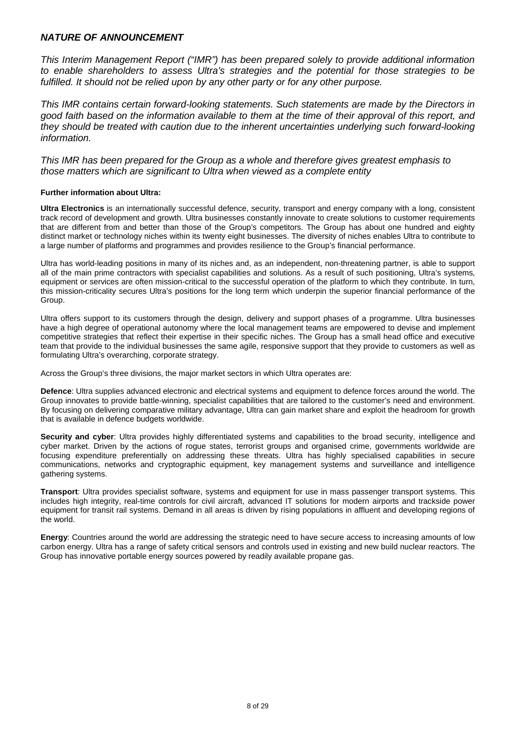## *NATURE OF ANNOUNCEMENT*

*This Interim Management Report ("IMR") has been prepared solely to provide additional information to enable shareholders to assess Ultra's strategies and the potential for those strategies to be fulfilled. It should not be relied upon by any other party or for any other purpose.*

*This IMR contains certain forward-looking statements. Such statements are made by the Directors in good faith based on the information available to them at the time of their approval of this report, and they should be treated with caution due to the inherent uncertainties underlying such forward-looking information.*

*This IMR has been prepared for the Group as a whole and therefore gives greatest emphasis to those matters which are significant to Ultra when viewed as a complete entity*

**Further information about Ultra:**

**Ultra Electronics** is an internationally successful defence, security, transport and energy company with a long, consistent track record of development and growth. Ultra businesses constantly innovate to create solutions to customer requirements that are different from and better than those of the Group's competitors. The Group has about one hundred and eighty distinct market or technology niches within its twenty eight businesses. The diversity of niches enables Ultra to contribute to a large number of platforms and programmes and provides resilience to the Group's financial performance.

Ultra has world-leading positions in many of its niches and, as an independent, non-threatening partner, is able to support all of the main prime contractors with specialist capabilities and solutions. As a result of such positioning, Ultra's systems, equipment or services are often mission-critical to the successful operation of the platform to which they contribute. In turn, this mission-criticality secures Ultra's positions for the long term which underpin the superior financial performance of the Group.

Ultra offers support to its customers through the design, delivery and support phases of a programme. Ultra businesses have a high degree of operational autonomy where the local management teams are empowered to devise and implement competitive strategies that reflect their expertise in their specific niches. The Group has a small head office and executive team that provide to the individual businesses the same agile, responsive support that they provide to customers as well as formulating Ultra's overarching, corporate strategy.

Across the Group's three divisions, the major market sectors in which Ultra operates are:

**Defence**: Ultra supplies advanced electronic and electrical systems and equipment to defence forces around the world. The Group innovates to provide battle-winning, specialist capabilities that are tailored to the customer's need and environment. By focusing on delivering comparative military advantage, Ultra can gain market share and exploit the headroom for growth that is available in defence budgets worldwide.

**Security and cyber**: Ultra provides highly differentiated systems and capabilities to the broad security, intelligence and cyber market. Driven by the actions of rogue states, terrorist groups and organised crime, governments worldwide are focusing expenditure preferentially on addressing these threats. Ultra has highly specialised capabilities in secure communications, networks and cryptographic equipment, key management systems and surveillance and intelligence gathering systems.

**Transport**: Ultra provides specialist software, systems and equipment for use in mass passenger transport systems. This includes high integrity, real-time controls for civil aircraft, advanced IT solutions for modern airports and trackside power equipment for transit rail systems. Demand in all areas is driven by rising populations in affluent and developing regions of the world.

**Energy**: Countries around the world are addressing the strategic need to have secure access to increasing amounts of low carbon energy. Ultra has a range of safety critical sensors and controls used in existing and new build nuclear reactors. The Group has innovative portable energy sources powered by readily available propane gas.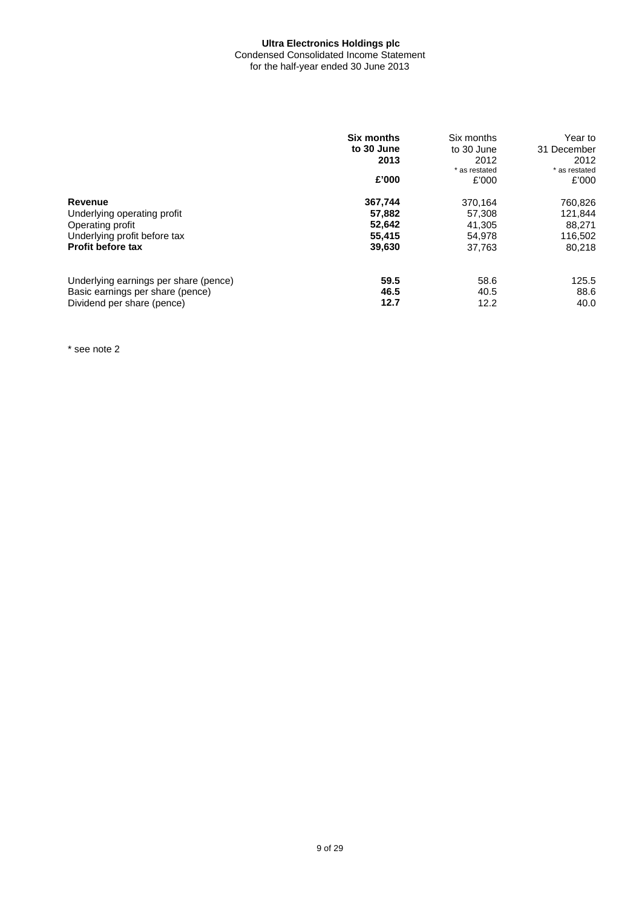**Ultra Electronics Holdings plc**
Condensed Consolidated Income Statement
for the half-year ended 30 June 2013

| | **Six months to 30 June 2013** | Six months to 30 June 2012 * as restated | Year to 31 December 2012 * as restated |
|---|---|---|---|
| | **£'000** | £'000 | £'000 |
| **Revenue** | **367,744** | 370,164 | 760,826 |
| Underlying operating profit | **57,882** | 57,308 | 121,844 |
| Operating profit | **52,642** | 41,305 | 88,271 |
| Underlying profit before tax | **55,415** | 54,978 | 116,502 |
| **Profit before tax** | **39,630** | 37,763 | 80,218 |
| | | | |
| Underlying earnings per share (pence) | **59.5** | 58.6 | 125.5 |
| Basic earnings per share (pence) | **46.5** | 40.5 | 88.6 |
| Dividend per share (pence) | **12.7** | 12.2 | 40.0 |

* see note 2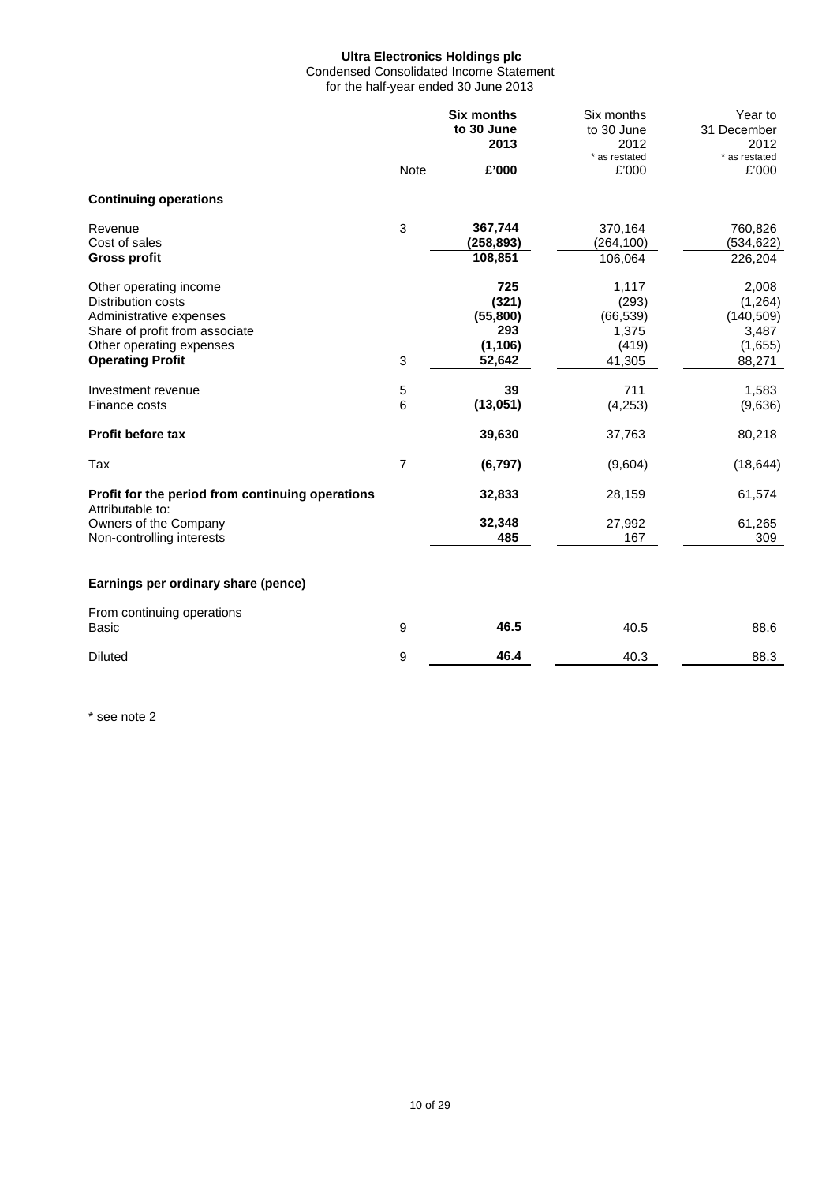**Ultra Electronics Holdings plc**

Condensed Consolidated Income Statement

for the half-year ended 30 June 2013

| | Note | **Six months to 30 June 2013** **£'000** | Six months to 30 June 2012 * as restated £'000 | Year to 31 December 2012 * as restated £'000 |
|---|---|---|---|---|
| **Continuing operations** | | | | |
| Revenue | 3 | **367,744** | 370,164 | 760,826 |
| Cost of sales | | **(258,893)** | (264,100) | (534,622) |
| **Gross profit** | | **108,851** | 106,064 | 226,204 |
| Other operating income | | **725** | 1,117 | 2,008 |
| Distribution costs | | **(321)** | (293) | (1,264) |
| Administrative expenses | | **(55,800)** | (66,539) | (140,509) |
| Share of profit from associate | | **293** | 1,375 | 3,487 |
| Other operating expenses | | **(1,106)** | (419) | (1,655) |
| **Operating Profit** | 3 | **52,642** | 41,305 | 88,271 |
| Investment revenue | 5 | **39** | 711 | 1,583 |
| Finance costs | 6 | **(13,051)** | (4,253) | (9,636) |
| **Profit before tax** | | **39,630** | 37,763 | 80,218 |
| Tax | 7 | **(6,797)** | (9,604) | (18,644) |
| **Profit for the period from continuing operations** | | **32,833** | 28,159 | 61,574 |
| Attributable to: | | | | |
| Owners of the Company | | **32,348** | 27,992 | 61,265 |
| Non-controlling interests | | **485** | 167 | 309 |
| **Earnings per ordinary share (pence)** | | | | |
| From continuing operations | | | | |
| Basic | 9 | **46.5** | 40.5 | 88.6 |
| Diluted | 9 | **46.4** | 40.3 | 88.3 |

\* see note 2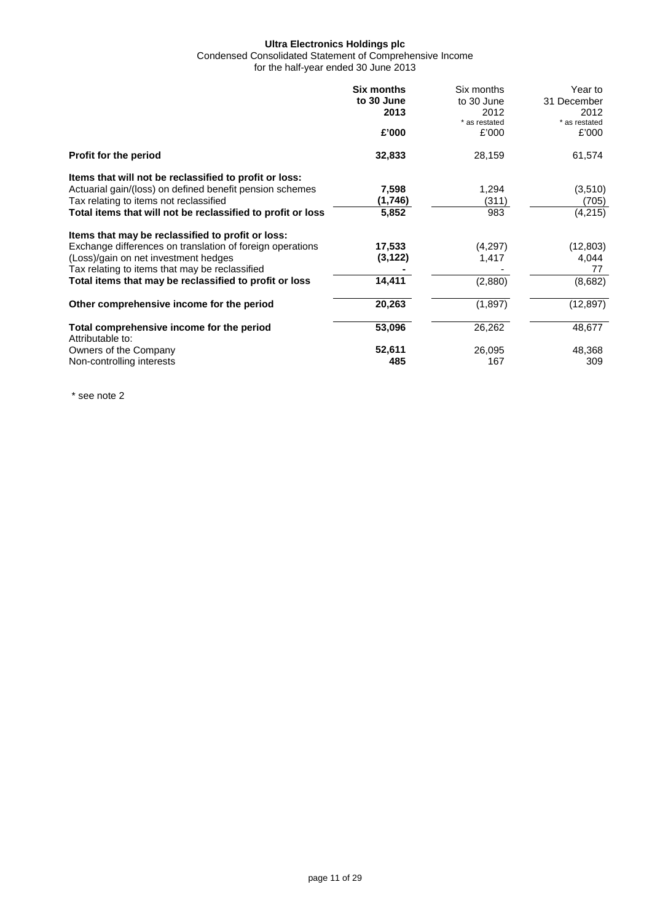**Ultra Electronics Holdings plc**
Condensed Consolidated Statement of Comprehensive Income
for the half-year ended 30 June 2013

| | **Six months to 30 June 2013** | Six months to 30 June 2012 * as restated | Year to 31 December 2012 * as restated |
|---|---|---|---|
| | **£'000** | £'000 | £'000 |
| **Profit for the period** | **32,833** | 28,159 | 61,574 |
| **Items that will not be reclassified to profit or loss:** | | | |
| Actuarial gain/(loss) on defined benefit pension schemes | **7,598** | 1,294 | (3,510) |
| Tax relating to items not reclassified | **(1,746)** | (311) | (705) |
| **Total items that will not be reclassified to profit or loss** | **5,852** | 983 | (4,215) |
| **Items that may be reclassified to profit or loss:** | | | |
| Exchange differences on translation of foreign operations | **17,533** | (4,297) | (12,803) |
| (Loss)/gain on net investment hedges | **(3,122)** | 1,417 | 4,044 |
| Tax relating to items that may be reclassified | **-** | - | 77 |
| **Total items that may be reclassified to profit or loss** | **14,411** | (2,880) | (8,682) |
| **Other comprehensive income for the period** | **20,263** | (1,897) | (12,897) |
| **Total comprehensive income for the period** | **53,096** | 26,262 | 48,677 |
| Attributable to: | | | |
| Owners of the Company | **52,611** | 26,095 | 48,368 |
| Non-controlling interests | **485** | 167 | 309 |

\* see note 2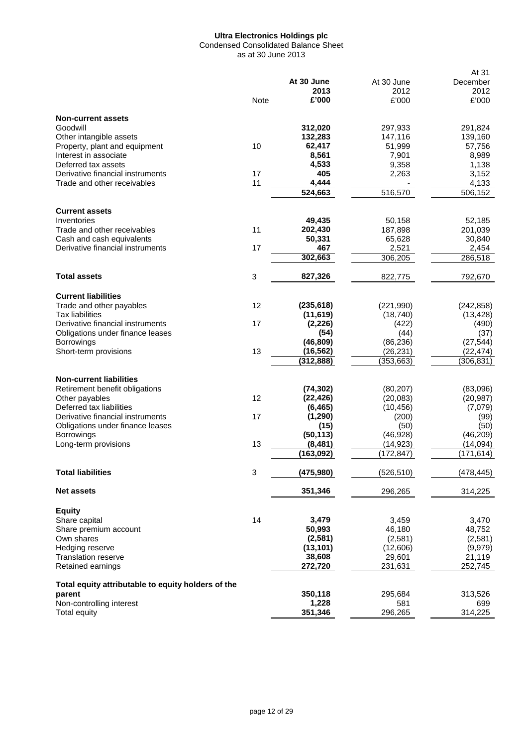**Ultra Electronics Holdings plc**
Condensed Consolidated Balance Sheet
as at 30 June 2013

| | Note | **At 30 June 2013 £'000** | At 30 June 2012 £'000 | At 31 December 2012 £'000 |
|---|---|---|---|---|
| **Non-current assets** | | | | |
| Goodwill | | **312,020** | 297,933 | 291,824 |
| Other intangible assets | | **132,283** | 147,116 | 139,160 |
| Property, plant and equipment | 10 | **62,417** | 51,999 | 57,756 |
| Interest in associate | | **8,561** | 7,901 | 8,989 |
| Deferred tax assets | | **4,533** | 9,358 | 1,138 |
| Derivative financial instruments | 17 | **405** | 2,263 | 3,152 |
| Trade and other receivables | 11 | **4,444** | - | 4,133 |
| | | **524,663** | 516,570 | 506,152 |
| **Current assets** | | | | |
| Inventories | | **49,435** | 50,158 | 52,185 |
| Trade and other receivables | 11 | **202,430** | 187,898 | 201,039 |
| Cash and cash equivalents | | **50,331** | 65,628 | 30,840 |
| Derivative financial instruments | 17 | **467** | 2,521 | 2,454 |
| | | **302,663** | 306,205 | 286,518 |
| **Total assets** | 3 | **827,326** | 822,775 | 792,670 |
| **Current liabilities** | | | | |
| Trade and other payables | 12 | **(235,618)** | (221,990) | (242,858) |
| Tax liabilities | | **(11,619)** | (18,740) | (13,428) |
| Derivative financial instruments | 17 | **(2,226)** | (422) | (490) |
| Obligations under finance leases | | **(54)** | (44) | (37) |
| Borrowings | | **(46,809)** | (86,236) | (27,544) |
| Short-term provisions | 13 | **(16,562)** | (26,231) | (22,474) |
| | | **(312,888)** | (353,663) | (306,831) |
| **Non-current liabilities** | | | | |
| Retirement benefit obligations | | **(74,302)** | (80,207) | (83,096) |
| Other payables | 12 | **(22,426)** | (20,083) | (20,987) |
| Deferred tax liabilities | | **(6,465)** | (10,456) | (7,079) |
| Derivative financial instruments | 17 | **(1,290)** | (200) | (99) |
| Obligations under finance leases | | **(15)** | (50) | (50) |
| Borrowings | | **(50,113)** | (46,928) | (46,209) |
| Long-term provisions | 13 | **(8,481)** | (14,923) | (14,094) |
| | | **(163,092)** | (172,847) | (171,614) |
| **Total liabilities** | 3 | **(475,980)** | (526,510) | (478,445) |
| **Net assets** | | **351,346** | 296,265 | 314,225 |
| **Equity** | | | | |
| Share capital | 14 | **3,479** | 3,459 | 3,470 |
| Share premium account | | **50,993** | 46,180 | 48,752 |
| Own shares | | **(2,581)** | (2,581) | (2,581) |
| Hedging reserve | | **(13,101)** | (12,606) | (9,979) |
| Translation reserve | | **38,608** | 29,601 | 21,119 |
| Retained earnings | | **272,720** | 231,631 | 252,745 |
| **Total equity attributable to equity holders of the parent** | | **350,118** | 295,684 | 313,526 |
| Non-controlling interest | | **1,228** | 581 | 699 |
| Total equity | | **351,346** | 296,265 | 314,225 |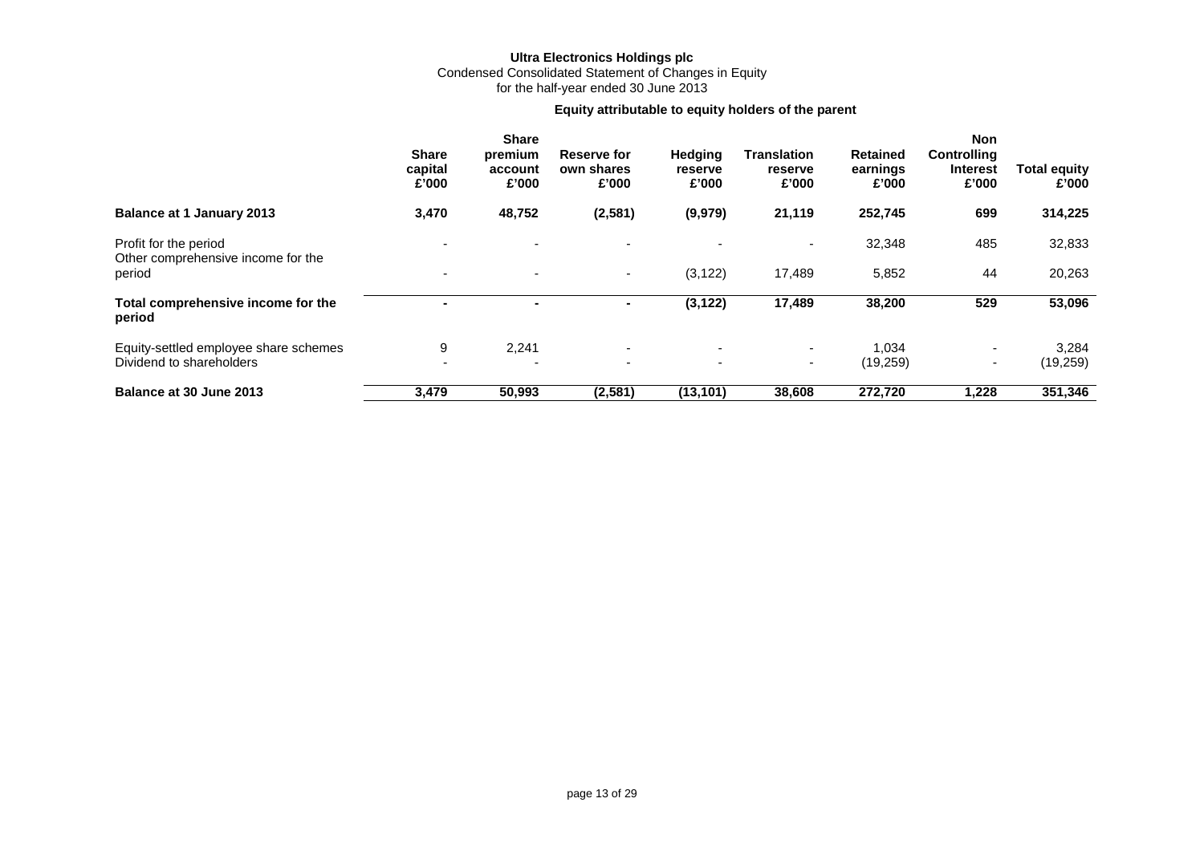**Ultra Electronics Holdings plc**
Condensed Consolidated Statement of Changes in Equity
for the half-year ended 30 June 2013

**Equity attributable to equity holders of the parent**

| | Share capital £'000 | Share premium account £'000 | Reserve for own shares £'000 | Hedging reserve £'000 | Translation reserve £'000 | Retained earnings £'000 | Non Controlling Interest £'000 | Total equity £'000 |
|---|---|---|---|---|---|---|---|---|
| **Balance at 1 January 2013** | **3,470** | **48,752** | **(2,581)** | **(9,979)** | **21,119** | **252,745** | **699** | **314,225** |
| Profit for the period | - | - | - | - | - | 32,348 | 485 | 32,833 |
| Other comprehensive income for the period | - | - | - | (3,122) | 17,489 | 5,852 | 44 | 20,263 |
| **Total comprehensive income for the period** | **-** | **-** | **-** | **(3,122)** | **17,489** | **38,200** | **529** | **53,096** |
| Equity-settled employee share schemes | 9 | 2,241 | - | - | - | 1,034 | - | 3,284 |
| Dividend to shareholders | - | - | - | - | - | (19,259) | - | (19,259) |
| **Balance at 30 June 2013** | **3,479** | **50,993** | **(2,581)** | **(13,101)** | **38,608** | **272,720** | **1,228** | **351,346** |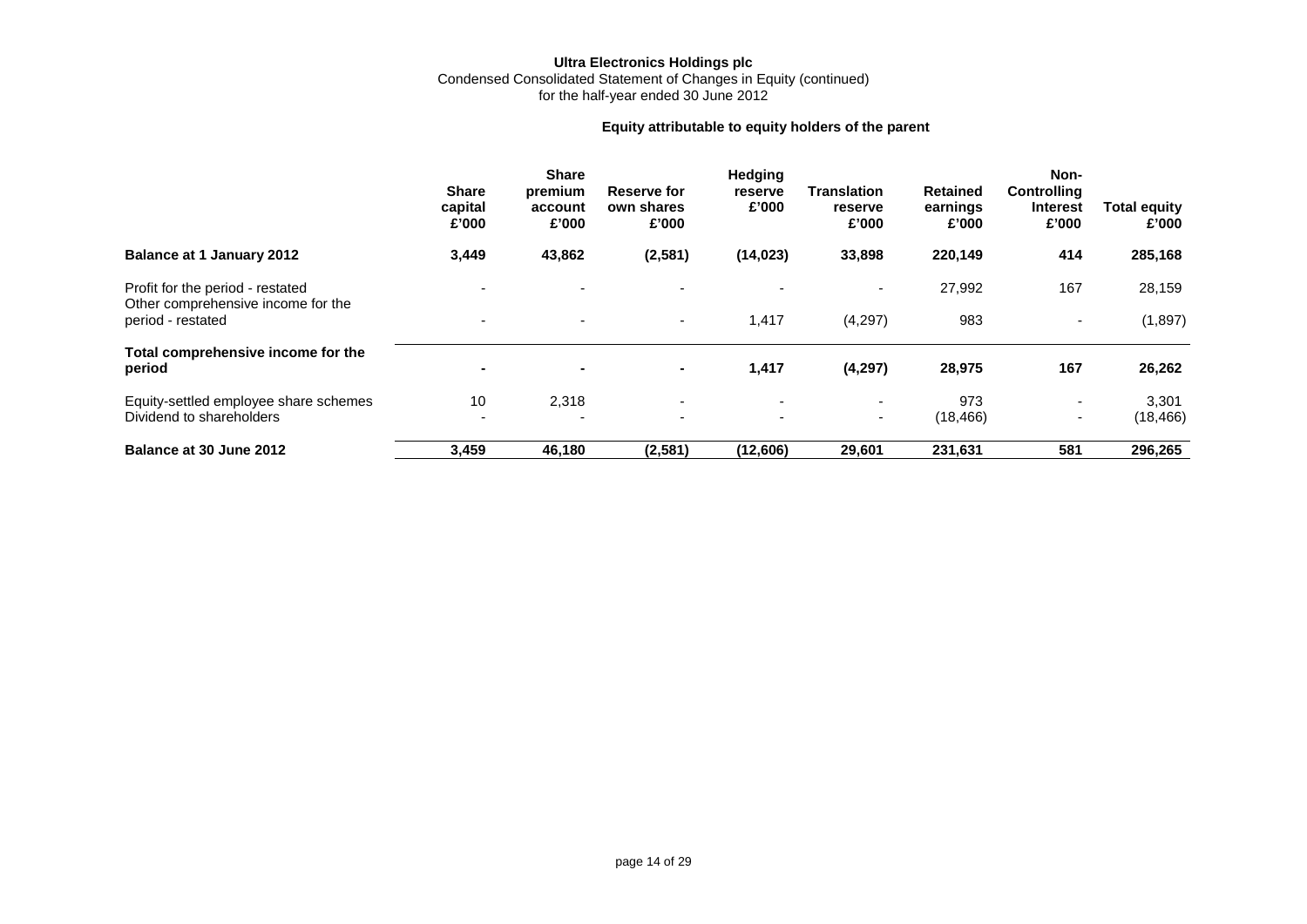**Ultra Electronics Holdings plc**
Condensed Consolidated Statement of Changes in Equity (continued)
for the half-year ended 30 June 2012

**Equity attributable to equity holders of the parent**

| | Share capital £'000 | Share premium account £'000 | Reserve for own shares £'000 | Hedging reserve £'000 | Translation reserve £'000 | Retained earnings £'000 | Non-Controlling Interest £'000 | Total equity £'000 |
|---|---|---|---|---|---|---|---|---|
| **Balance at 1 January 2012** | **3,449** | **43,862** | **(2,581)** | **(14,023)** | **33,898** | **220,149** | **414** | **285,168** |
| Profit for the period - restated | - | - | - | - | - | 27,992 | 167 | 28,159 |
| Other comprehensive income for the period - restated | - | - | - | 1,417 | (4,297) | 983 | - | (1,897) |
| **Total comprehensive income for the period** | **-** | **-** | **-** | **1,417** | **(4,297)** | **28,975** | **167** | **26,262** |
| Equity-settled employee share schemes | 10 | 2,318 | - | - | - | 973 | - | 3,301 |
| Dividend to shareholders | - | - | - | - | - | (18,466) | - | (18,466) |
| **Balance at 30 June 2012** | **3,459** | **46,180** | **(2,581)** | **(12,606)** | **29,601** | **231,631** | **581** | **296,265** |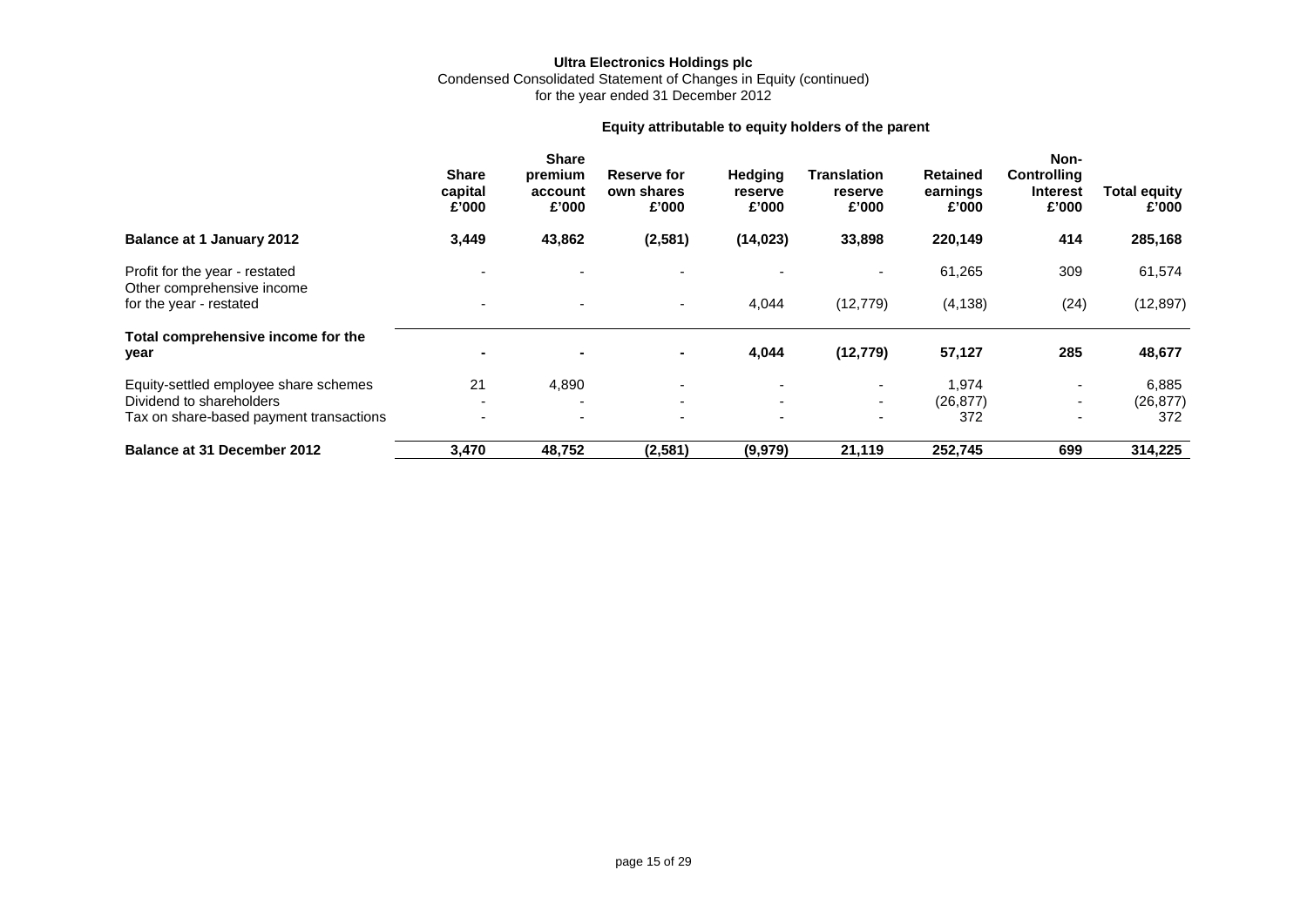**Ultra Electronics Holdings plc**
Condensed Consolidated Statement of Changes in Equity (continued)
for the year ended 31 December 2012

**Equity attributable to equity holders of the parent**

| | Share capital £'000 | Share premium account £'000 | Reserve for own shares £'000 | Hedging reserve £'000 | Translation reserve £'000 | Retained earnings £'000 | Non-Controlling Interest £'000 | Total equity £'000 |
|---|---|---|---|---|---|---|---|---|
| **Balance at 1 January 2012** | **3,449** | **43,862** | **(2,581)** | **(14,023)** | **33,898** | **220,149** | **414** | **285,168** |
| Profit for the year - restated | - | - | - | - | - | 61,265 | 309 | 61,574 |
| Other comprehensive income for the year - restated | - | - | - | 4,044 | (12,779) | (4,138) | (24) | (12,897) |
| **Total comprehensive income for the year** | **-** | **-** | **-** | **4,044** | **(12,779)** | **57,127** | **285** | **48,677** |
| Equity-settled employee share schemes | 21 | 4,890 | - | - | - | 1,974 | - | 6,885 |
| Dividend to shareholders | - | - | - | - | - | (26,877) | - | (26,877) |
| Tax on share-based payment transactions | - | - | - | - | - | 372 | - | 372 |
| **Balance at 31 December 2012** | **3,470** | **48,752** | **(2,581)** | **(9,979)** | **21,119** | **252,745** | **699** | **314,225** |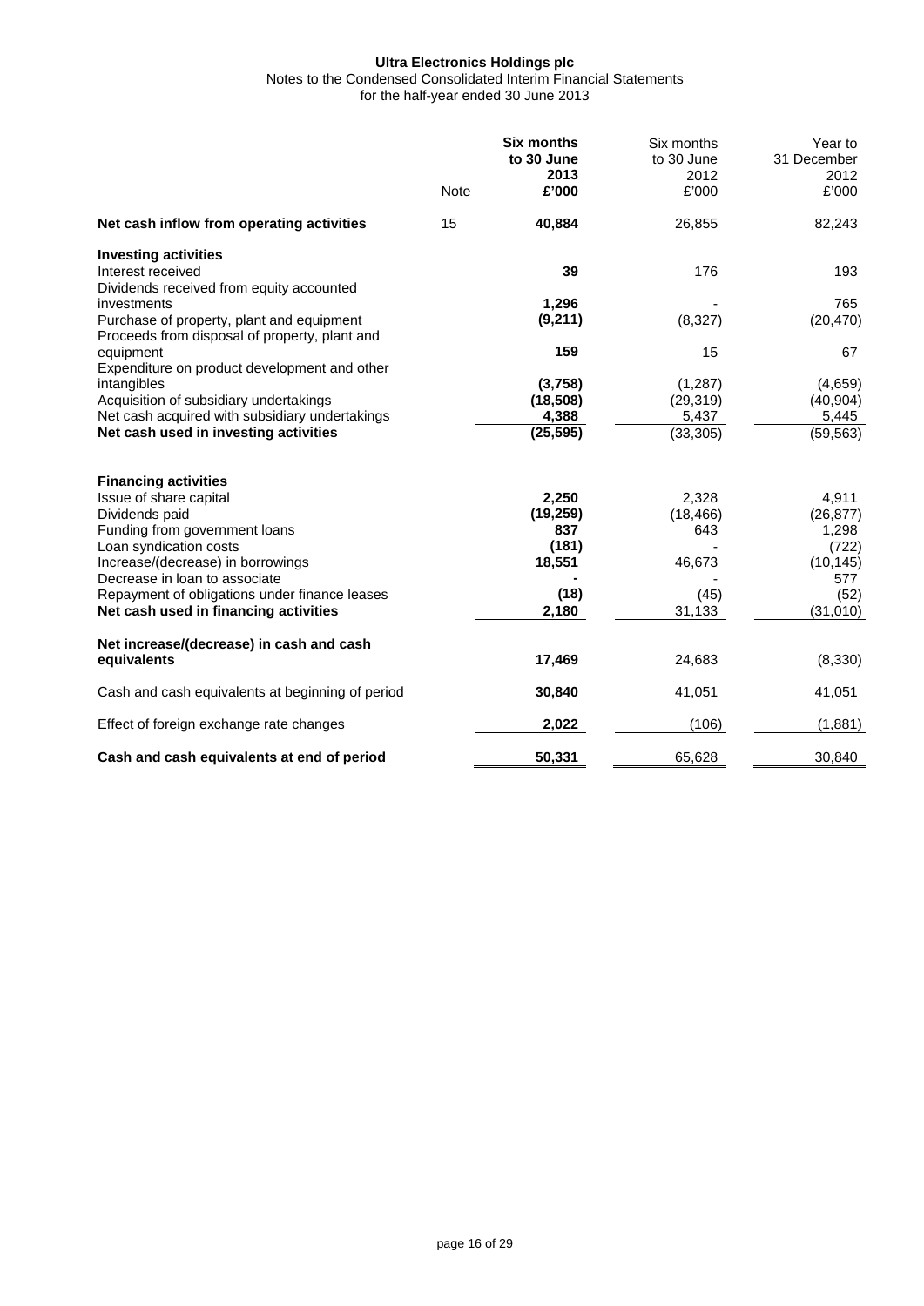**Ultra Electronics Holdings plc**
Notes to the Condensed Consolidated Interim Financial Statements
for the half-year ended 30 June 2013

| | Note | **Six months to 30 June 2013 £'000** | Six months to 30 June 2012 £'000 | Year to 31 December 2012 £'000 |
|---|---|---|---|---|
| **Net cash inflow from operating activities** | 15 | **40,884** | 26,855 | 82,243 |
| **Investing activities** | | | | |
| Interest received | | **39** | 176 | 193 |
| Dividends received from equity accounted investments | | **1,296** | - | 765 |
| Purchase of property, plant and equipment | | **(9,211)** | (8,327) | (20,470) |
| Proceeds from disposal of property, plant and equipment | | **159** | 15 | 67 |
| Expenditure on product development and other intangibles | | **(3,758)** | (1,287) | (4,659) |
| Acquisition of subsidiary undertakings | | **(18,508)** | (29,319) | (40,904) |
| Net cash acquired with subsidiary undertakings | | **4,388** | 5,437 | 5,445 |
| **Net cash used in investing activities** | | **(25,595)** | (33,305) | (59,563) |
| **Financing activities** | | | | |
| Issue of share capital | | **2,250** | 2,328 | 4,911 |
| Dividends paid | | **(19,259)** | (18,466) | (26,877) |
| Funding from government loans | | **837** | 643 | 1,298 |
| Loan syndication costs | | **(181)** | - | (722) |
| Increase/(decrease) in borrowings | | **18,551** | 46,673 | (10,145) |
| Decrease in loan to associate | | **-** | - | 577 |
| Repayment of obligations under finance leases | | **(18)** | (45) | (52) |
| **Net cash used in financing activities** | | **2,180** | 31,133 | (31,010) |
| **Net increase/(decrease) in cash and cash equivalents** | | **17,469** | 24,683 | (8,330) |
| Cash and cash equivalents at beginning of period | | **30,840** | 41,051 | 41,051 |
| Effect of foreign exchange rate changes | | **2,022** | (106) | (1,881) |
| **Cash and cash equivalents at end of period** | | **50,331** | 65,628 | 30,840 |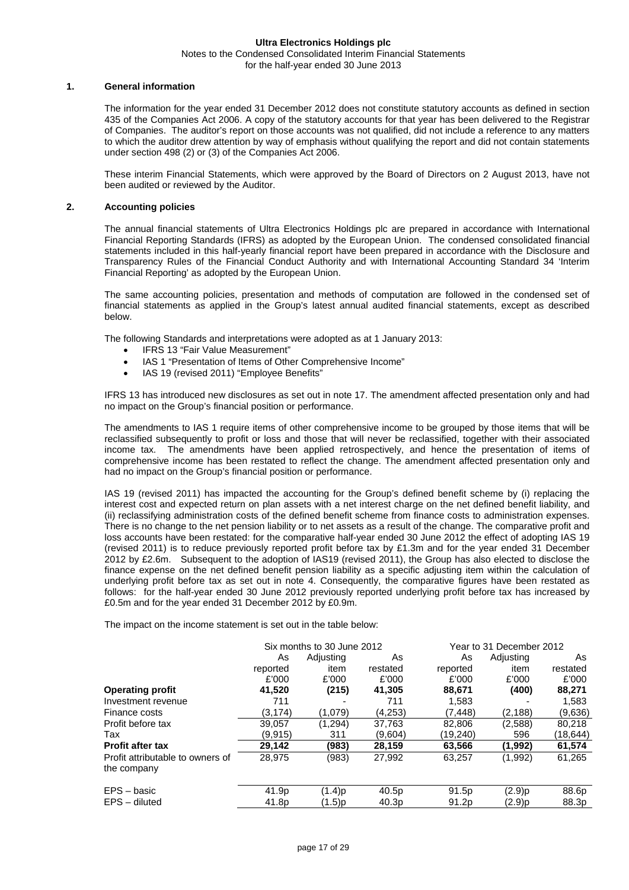**Ultra Electronics Holdings plc**
Notes to the Condensed Consolidated Interim Financial Statements
for the half-year ended 30 June 2013

## 1. General information

The information for the year ended 31 December 2012 does not constitute statutory accounts as defined in section 435 of the Companies Act 2006. A copy of the statutory accounts for that year has been delivered to the Registrar of Companies. The auditor's report on those accounts was not qualified, did not include a reference to any matters to which the auditor drew attention by way of emphasis without qualifying the report and did not contain statements under section 498 (2) or (3) of the Companies Act 2006.

These interim Financial Statements, which were approved by the Board of Directors on 2 August 2013, have not been audited or reviewed by the Auditor.

## 2. Accounting policies

The annual financial statements of Ultra Electronics Holdings plc are prepared in accordance with International Financial Reporting Standards (IFRS) as adopted by the European Union. The condensed consolidated financial statements included in this half-yearly financial report have been prepared in accordance with the Disclosure and Transparency Rules of the Financial Conduct Authority and with International Accounting Standard 34 'Interim Financial Reporting' as adopted by the European Union.

The same accounting policies, presentation and methods of computation are followed in the condensed set of financial statements as applied in the Group's latest annual audited financial statements, except as described below.

The following Standards and interpretations were adopted as at 1 January 2013:

- IFRS 13 "Fair Value Measurement"
- IAS 1 "Presentation of Items of Other Comprehensive Income"
- IAS 19 (revised 2011) "Employee Benefits"

IFRS 13 has introduced new disclosures as set out in note 17. The amendment affected presentation only and had no impact on the Group's financial position or performance.

The amendments to IAS 1 require items of other comprehensive income to be grouped by those items that will be reclassified subsequently to profit or loss and those that will never be reclassified, together with their associated income tax. The amendments have been applied retrospectively, and hence the presentation of items of comprehensive income has been restated to reflect the change. The amendment affected presentation only and had no impact on the Group's financial position or performance.

IAS 19 (revised 2011) has impacted the accounting for the Group's defined benefit scheme by (i) replacing the interest cost and expected return on plan assets with a net interest charge on the net defined benefit liability, and (ii) reclassifying administration costs of the defined benefit scheme from finance costs to administration expenses. There is no change to the net pension liability or to net assets as a result of the change. The comparative profit and loss accounts have been restated: for the comparative half-year ended 30 June 2012 the effect of adopting IAS 19 (revised 2011) is to reduce previously reported profit before tax by £1.3m and for the year ended 31 December 2012 by £2.6m. Subsequent to the adoption of IAS19 (revised 2011), the Group has also elected to disclose the finance expense on the net defined benefit pension liability as a specific adjusting item within the calculation of underlying profit before tax as set out in note 4. Consequently, the comparative figures have been restated as follows: for the half-year ended 30 June 2012 previously reported underlying profit before tax has increased by £0.5m and for the year ended 31 December 2012 by £0.9m.

The impact on the income statement is set out in the table below:

| | Six months to 30 June 2012 | | | Year to 31 December 2012 | | |
|---|---|---|---|---|---|---|
| | As reported £'000 | Adjusting item £'000 | As restated £'000 | As reported £'000 | Adjusting item £'000 | As restated £'000 |
| **Operating profit** | **41,520** | **(215)** | **41,305** | **88,671** | **(400)** | **88,271** |
| Investment revenue | 711 | - | 711 | 1,583 | - | 1,583 |
| Finance costs | (3,174) | (1,079) | (4,253) | (7,448) | (2,188) | (9,636) |
| Profit before tax | 39,057 | (1,294) | 37,763 | 82,806 | (2,588) | 80,218 |
| Tax | (9,915) | 311 | (9,604) | (19,240) | 596 | (18,644) |
| **Profit after tax** | **29,142** | **(983)** | **28,159** | **63,566** | **(1,992)** | **61,574** |
| Profit attributable to owners of the company | 28,975 | (983) | 27,992 | 63,257 | (1,992) | 61,265 |
| EPS – basic | 41.9p | (1.4)p | 40.5p | 91.5p | (2.9)p | 88.6p |
| EPS – diluted | 41.8p | (1.5)p | 40.3p | 91.2p | (2.9)p | 88.3p |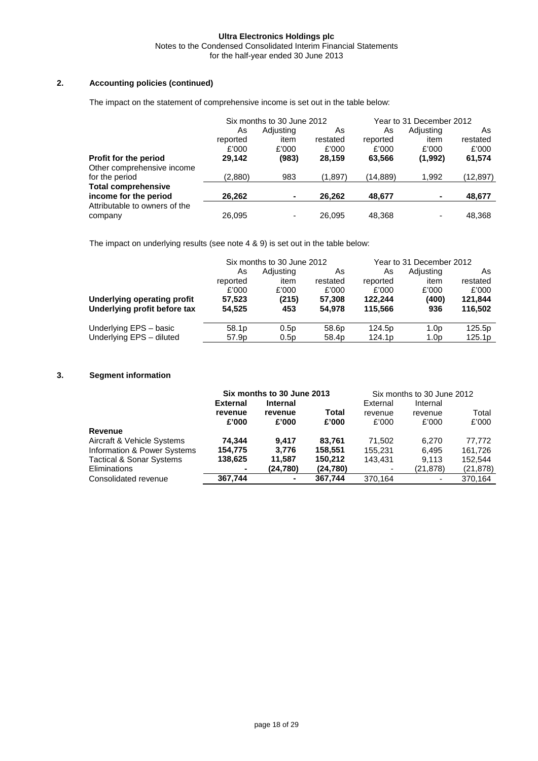## 2. Accounting policies (continued)

The impact on the statement of comprehensive income is set out in the table below:

| | Six months to 30 June 2012 | | | Year to 31 December 2012 | | |
|---|---|---|---|---|---|---|
| | As reported £'000 | Adjusting item £'000 | As restated £'000 | As reported £'000 | Adjusting item £'000 | As restated £'000 |
| **Profit for the period** | **29,142** | **(983)** | **28,159** | **63,566** | **(1,992)** | **61,574** |
| Other comprehensive income for the period | (2,880) | 983 | (1,897) | (14,889) | 1,992 | (12,897) |
| **Total comprehensive income for the period** | **26,262** | **-** | **26,262** | **48,677** | **-** | **48,677** |
| Attributable to owners of the company | 26,095 | - | 26,095 | 48,368 | - | 48,368 |

The impact on underlying results (see note 4 & 9) is set out in the table below:

| | Six months to 30 June 2012 | | | Year to 31 December 2012 | | |
|---|---|---|---|---|---|---|
| | As reported £'000 | Adjusting item £'000 | As restated £'000 | As reported £'000 | Adjusting item £'000 | As restated £'000 |
| **Underlying operating profit** | **57,523** | **(215)** | **57,308** | **122,244** | **(400)** | **121,844** |
| **Underlying profit before tax** | **54,525** | **453** | **54,978** | **115,566** | **936** | **116,502** |
| Underlying EPS – basic | 58.1p | 0.5p | 58.6p | 124.5p | 1.0p | 125.5p |
| Underlying EPS – diluted | 57.9p | 0.5p | 58.4p | 124.1p | 1.0p | 125.1p |

## 3. Segment information

| | **Six months to 30 June 2013** | | | Six months to 30 June 2012 | | |
|---|---|---|---|---|---|---|
| | **External revenue £'000** | **Internal revenue £'000** | **Total £'000** | External revenue £'000 | Internal revenue £'000 | Total £'000 |
| **Revenue** | | | | | | |
| Aircraft & Vehicle Systems | **74,344** | **9,417** | **83,761** | 71,502 | 6,270 | 77,772 |
| Information & Power Systems | **154,775** | **3,776** | **158,551** | 155,231 | 6,495 | 161,726 |
| Tactical & Sonar Systems | **138,625** | **11,587** | **150,212** | 143,431 | 9,113 | 152,544 |
| Eliminations | **-** | **(24,780)** | **(24,780)** | - | (21,878) | (21,878) |
| Consolidated revenue | **367,744** | **-** | **367,744** | 370,164 | - | 370,164 |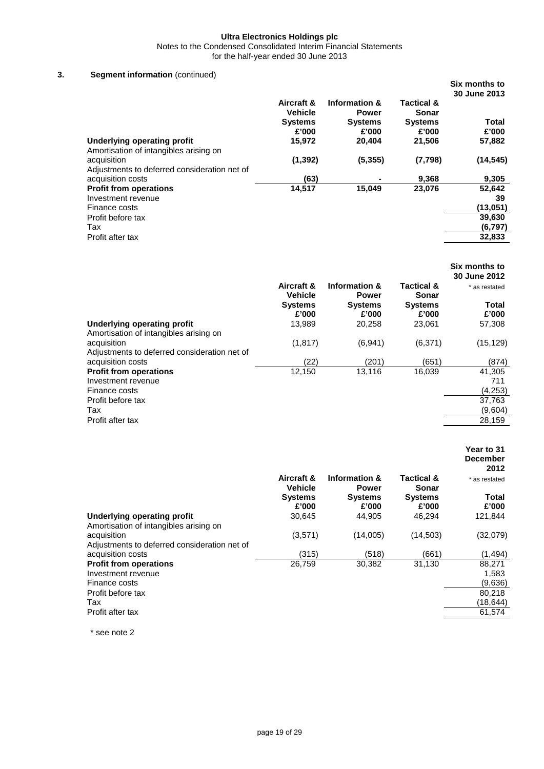**Ultra Electronics Holdings plc**
Notes to the Condensed Consolidated Interim Financial Statements
for the half-year ended 30 June 2013

## 3. Segment information (continued)

| | Aircraft & Vehicle Systems £'000 | Information & Power Systems £'000 | Tactical & Sonar Systems £'000 | Six months to 30 June 2013 Total £'000 |
|---|---|---|---|---|
| **Underlying operating profit** | **15,972** | **20,404** | **21,506** | **57,882** |
| Amortisation of intangibles arising on acquisition | **(1,392)** | **(5,355)** | **(7,798)** | **(14,545)** |
| Adjustments to deferred consideration net of acquisition costs | **(63)** | **-** | **9,368** | **9,305** |
| **Profit from operations** | **14,517** | **15,049** | **23,076** | **52,642** |
| Investment revenue | | | | **39** |
| Finance costs | | | | **(13,051)** |
| Profit before tax | | | | **39,630** |
| Tax | | | | **(6,797)** |
| Profit after tax | | | | **32,833** |

| | Aircraft & Vehicle Systems £'000 | Information & Power Systems £'000 | Tactical & Sonar Systems £'000 | Six months to 30 June 2012 * as restated Total £'000 |
|---|---|---|---|---|
| **Underlying operating profit** | 13,989 | 20,258 | 23,061 | 57,308 |
| Amortisation of intangibles arising on acquisition | (1,817) | (6,941) | (6,371) | (15,129) |
| Adjustments to deferred consideration net of acquisition costs | (22) | (201) | (651) | (874) |
| **Profit from operations** | 12,150 | 13,116 | 16,039 | 41,305 |
| Investment revenue | | | | 711 |
| Finance costs | | | | (4,253) |
| Profit before tax | | | | 37,763 |
| Tax | | | | (9,604) |
| Profit after tax | | | | 28,159 |

| | Aircraft & Vehicle Systems £'000 | Information & Power Systems £'000 | Tactical & Sonar Systems £'000 | Year to 31 December 2012 * as restated Total £'000 |
|---|---|---|---|---|
| **Underlying operating profit** | 30,645 | 44,905 | 46,294 | 121,844 |
| Amortisation of intangibles arising on acquisition | (3,571) | (14,005) | (14,503) | (32,079) |
| Adjustments to deferred consideration net of acquisition costs | (315) | (518) | (661) | (1,494) |
| **Profit from operations** | 26,759 | 30,382 | 31,130 | 88,271 |
| Investment revenue | | | | 1,583 |
| Finance costs | | | | (9,636) |
| Profit before tax | | | | 80,218 |
| Tax | | | | (18,644) |
| Profit after tax | | | | 61,574 |

* see note 2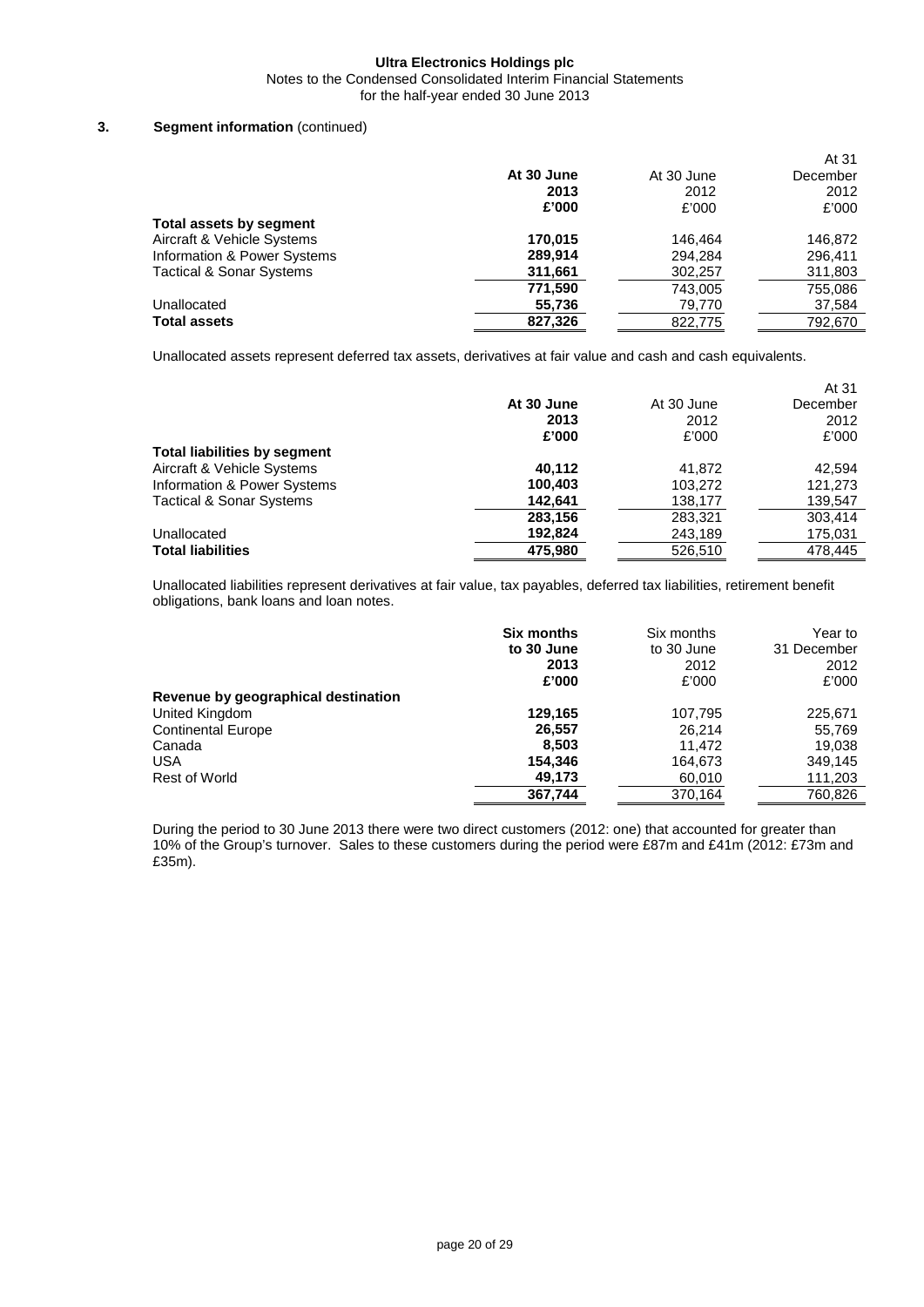## 3. Segment information (continued)

| | At 30 June 2013 £'000 | At 30 June 2012 £'000 | At 31 December 2012 £'000 |
|---|---|---|---|
| **Total assets by segment** | | | |
| Aircraft & Vehicle Systems | **170,015** | 146,464 | 146,872 |
| Information & Power Systems | **289,914** | 294,284 | 296,411 |
| Tactical & Sonar Systems | **311,661** | 302,257 | 311,803 |
| | **771,590** | 743,005 | 755,086 |
| Unallocated | **55,736** | 79,770 | 37,584 |
| **Total assets** | **827,326** | 822,775 | 792,670 |

Unallocated assets represent deferred tax assets, derivatives at fair value and cash and cash equivalents.

| | At 30 June 2013 £'000 | At 30 June 2012 £'000 | At 31 December 2012 £'000 |
|---|---|---|---|
| **Total liabilities by segment** | | | |
| Aircraft & Vehicle Systems | **40,112** | 41,872 | 42,594 |
| Information & Power Systems | **100,403** | 103,272 | 121,273 |
| Tactical & Sonar Systems | **142,641** | 138,177 | 139,547 |
| | **283,156** | 283,321 | 303,414 |
| Unallocated | **192,824** | 243,189 | 175,031 |
| **Total liabilities** | **475,980** | 526,510 | 478,445 |

Unallocated liabilities represent derivatives at fair value, tax payables, deferred tax liabilities, retirement benefit obligations, bank loans and loan notes.

| | Six months to 30 June 2013 £'000 | Six months to 30 June 2012 £'000 | Year to 31 December 2012 £'000 |
|---|---|---|---|
| **Revenue by geographical destination** | | | |
| United Kingdom | **129,165** | 107,795 | 225,671 |
| Continental Europe | **26,557** | 26,214 | 55,769 |
| Canada | **8,503** | 11,472 | 19,038 |
| USA | **154,346** | 164,673 | 349,145 |
| Rest of World | **49,173** | 60,010 | 111,203 |
| | **367,744** | 370,164 | 760,826 |

During the period to 30 June 2013 there were two direct customers (2012: one) that accounted for greater than 10% of the Group's turnover. Sales to these customers during the period were £87m and £41m (2012: £73m and £35m).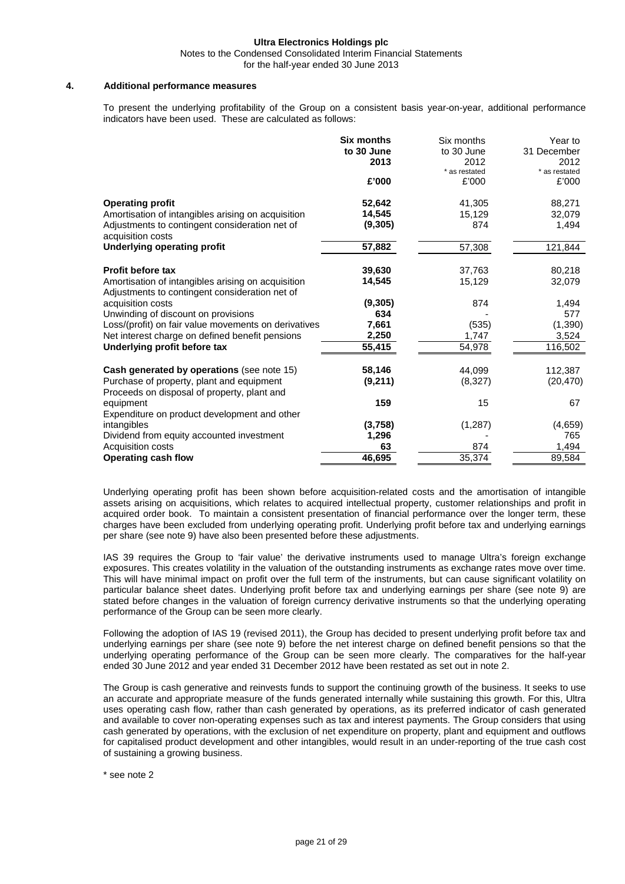### 4. Additional performance measures

To present the underlying profitability of the Group on a consistent basis year-on-year, additional performance indicators have been used. These are calculated as follows:

| | **Six months to 30 June 2013** | Six months to 30 June 2012 * as restated | Year to 31 December 2012 * as restated |
|---|---|---|---|
| | **£'000** | £'000 | £'000 |
| **Operating profit** | **52,642** | 41,305 | 88,271 |
| Amortisation of intangibles arising on acquisition | **14,545** | 15,129 | 32,079 |
| Adjustments to contingent consideration net of acquisition costs | **(9,305)** | 874 | 1,494 |
| **Underlying operating profit** | **57,882** | 57,308 | 121,844 |
| | | | |
| **Profit before tax** | **39,630** | 37,763 | 80,218 |
| Amortisation of intangibles arising on acquisition | **14,545** | 15,129 | 32,079 |
| Adjustments to contingent consideration net of acquisition costs | **(9,305)** | 874 | 1,494 |
| Unwinding of discount on provisions | **634** | - | 577 |
| Loss/(profit) on fair value movements on derivatives | **7,661** | (535) | (1,390) |
| Net interest charge on defined benefit pensions | **2,250** | 1,747 | 3,524 |
| **Underlying profit before tax** | **55,415** | 54,978 | 116,502 |
| | | | |
| **Cash generated by operations** (see note 15) | **58,146** | 44,099 | 112,387 |
| Purchase of property, plant and equipment | **(9,211)** | (8,327) | (20,470) |
| Proceeds on disposal of property, plant and equipment | **159** | 15 | 67 |
| Expenditure on product development and other intangibles | **(3,758)** | (1,287) | (4,659) |
| Dividend from equity accounted investment | **1,296** | - | 765 |
| Acquisition costs | **63** | 874 | 1,494 |
| **Operating cash flow** | **46,695** | 35,374 | 89,584 |

Underlying operating profit has been shown before acquisition-related costs and the amortisation of intangible assets arising on acquisitions, which relates to acquired intellectual property, customer relationships and profit in acquired order book. To maintain a consistent presentation of financial performance over the longer term, these charges have been excluded from underlying operating profit. Underlying profit before tax and underlying earnings per share (see note 9) have also been presented before these adjustments.

IAS 39 requires the Group to 'fair value' the derivative instruments used to manage Ultra's foreign exchange exposures. This creates volatility in the valuation of the outstanding instruments as exchange rates move over time. This will have minimal impact on profit over the full term of the instruments, but can cause significant volatility on particular balance sheet dates. Underlying profit before tax and underlying earnings per share (see note 9) are stated before changes in the valuation of foreign currency derivative instruments so that the underlying operating performance of the Group can be seen more clearly.

Following the adoption of IAS 19 (revised 2011), the Group has decided to present underlying profit before tax and underlying earnings per share (see note 9) before the net interest charge on defined benefit pensions so that the underlying operating performance of the Group can be seen more clearly. The comparatives for the half-year ended 30 June 2012 and year ended 31 December 2012 have been restated as set out in note 2.

The Group is cash generative and reinvests funds to support the continuing growth of the business. It seeks to use an accurate and appropriate measure of the funds generated internally while sustaining this growth. For this, Ultra uses operating cash flow, rather than cash generated by operations, as its preferred indicator of cash generated and available to cover non-operating expenses such as tax and interest payments. The Group considers that using cash generated by operations, with the exclusion of net expenditure on property, plant and equipment and outflows for capitalised product development and other intangibles, would result in an under-reporting of the true cash cost of sustaining a growing business.

* see note 2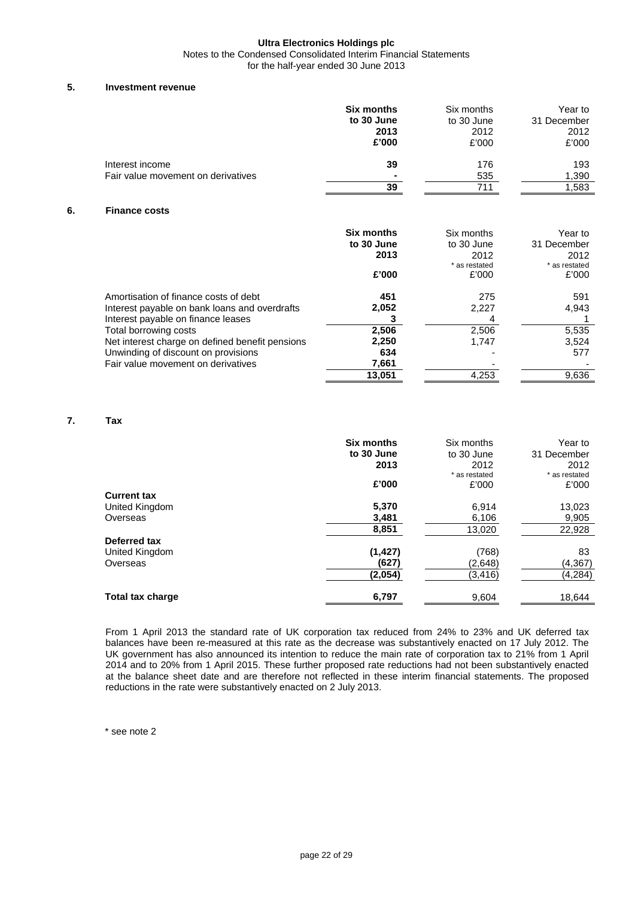**Ultra Electronics Holdings plc**
Notes to the Condensed Consolidated Interim Financial Statements
for the half-year ended 30 June 2013

## 5. Investment revenue

| | **Six months to 30 June 2013 £'000** | Six months to 30 June 2012 £'000 | Year to 31 December 2012 £'000 |
|---|---|---|---|
| Interest income | **39** | 176 | 193 |
| Fair value movement on derivatives | **-** | 535 | 1,390 |
| | **39** | 711 | 1,583 |

## 6. Finance costs

| | **Six months to 30 June 2013 £'000** | Six months to 30 June 2012 * as restated £'000 | Year to 31 December 2012 * as restated £'000 |
|---|---|---|---|
| Amortisation of finance costs of debt | **451** | 275 | 591 |
| Interest payable on bank loans and overdrafts | **2,052** | 2,227 | 4,943 |
| Interest payable on finance leases | **3** | 4 | 1 |
| Total borrowing costs | **2,506** | 2,506 | 5,535 |
| Net interest charge on defined benefit pensions | **2,250** | 1,747 | 3,524 |
| Unwinding of discount on provisions | **634** | - | 577 |
| Fair value movement on derivatives | **7,661** | - | - |
| | **13,051** | 4,253 | 9,636 |

## 7. Tax

| | **Six months to 30 June 2013 £'000** | Six months to 30 June 2012 * as restated £'000 | Year to 31 December 2012 * as restated £'000 |
|---|---|---|---|
| **Current tax** | | | |
| United Kingdom | **5,370** | 6,914 | 13,023 |
| Overseas | **3,481** | 6,106 | 9,905 |
| | **8,851** | 13,020 | 22,928 |
| **Deferred tax** | | | |
| United Kingdom | **(1,427)** | (768) | 83 |
| Overseas | **(627)** | (2,648) | (4,367) |
| | **(2,054)** | (3,416) | (4,284) |
| **Total tax charge** | **6,797** | 9,604 | 18,644 |

From 1 April 2013 the standard rate of UK corporation tax reduced from 24% to 23% and UK deferred tax balances have been re-measured at this rate as the decrease was substantively enacted on 17 July 2012. The UK government has also announced its intention to reduce the main rate of corporation tax to 21% from 1 April 2014 and to 20% from 1 April 2015. These further proposed rate reductions had not been substantively enacted at the balance sheet date and are therefore not reflected in these interim financial statements. The proposed reductions in the rate were substantively enacted on 2 July 2013.

\* see note 2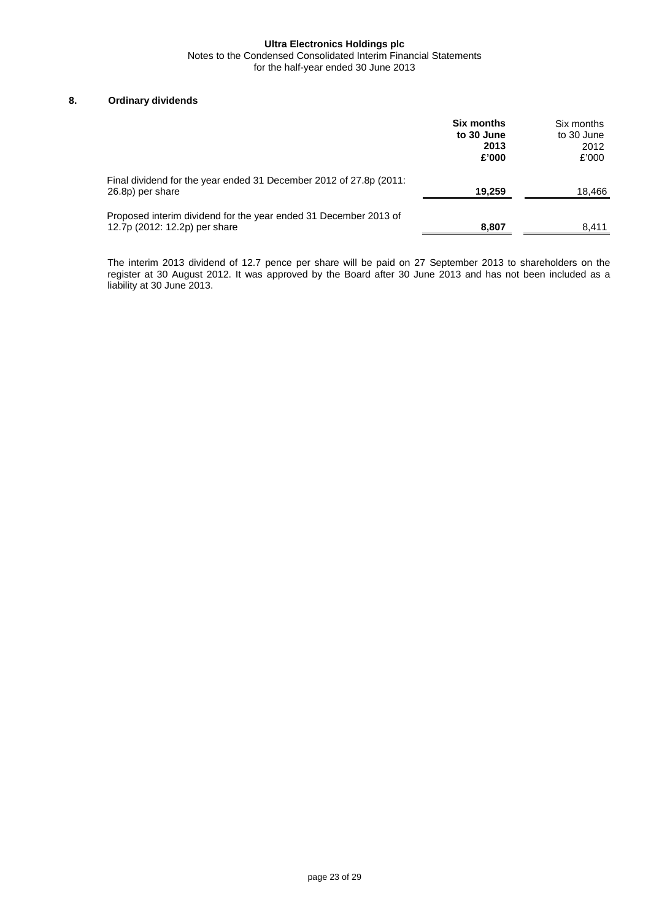## 8. Ordinary dividends

| | **Six months to 30 June 2013 £'000** | Six months to 30 June 2012 £'000 |
|---|---|---|
| Final dividend for the year ended 31 December 2012 of 27.8p (2011: 26.8p) per share | **19,259** | 18,466 |
| Proposed interim dividend for the year ended 31 December 2013 of 12.7p (2012: 12.2p) per share | **8,807** | 8,411 |

The interim 2013 dividend of 12.7 pence per share will be paid on 27 September 2013 to shareholders on the register at 30 August 2012. It was approved by the Board after 30 June 2013 and has not been included as a liability at 30 June 2013.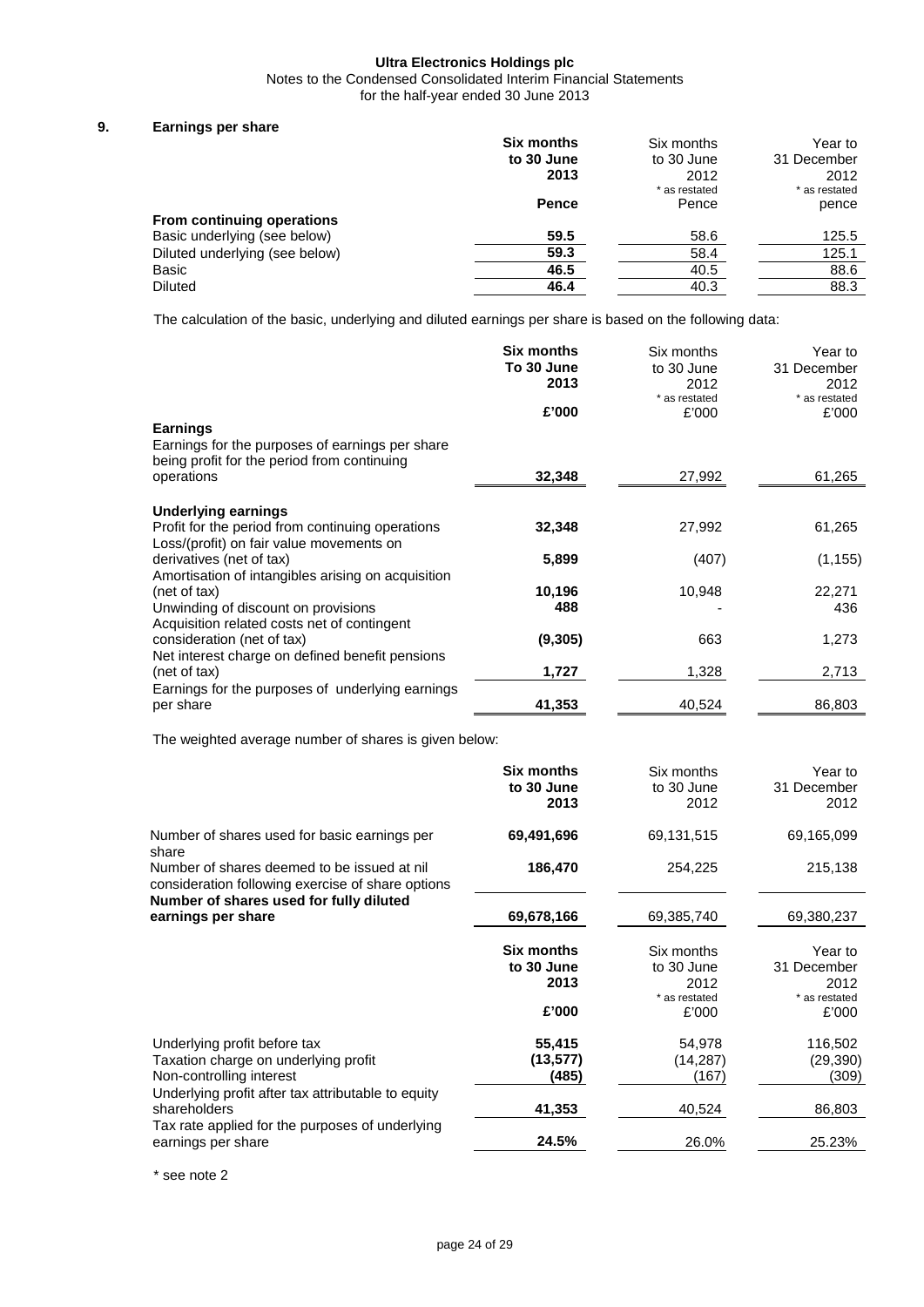**Ultra Electronics Holdings plc**
Notes to the Condensed Consolidated Interim Financial Statements
for the half-year ended 30 June 2013

## 9. Earnings per share

| | **Six months to 30 June 2013** | Six months to 30 June 2012 * as restated | Year to 31 December 2012 * as restated |
|---|---|---|---|
| | **Pence** | Pence | pence |
| **From continuing operations** | | | |
| Basic underlying (see below) | **59.5** | 58.6 | 125.5 |
| Diluted underlying (see below) | **59.3** | 58.4 | 125.1 |
| Basic | **46.5** | 40.5 | 88.6 |
| Diluted | **46.4** | 40.3 | 88.3 |

The calculation of the basic, underlying and diluted earnings per share is based on the following data:

| | **Six months To 30 June 2013** | Six months to 30 June 2012 * as restated | Year to 31 December 2012 * as restated |
|---|---|---|---|
| | **£'000** | £'000 | £'000 |
| **Earnings** | | | |
| Earnings for the purposes of earnings per share being profit for the period from continuing operations | **32,348** | 27,992 | 61,265 |
| **Underlying earnings** | | | |
| Profit for the period from continuing operations | **32,348** | 27,992 | 61,265 |
| Loss/(profit) on fair value movements on derivatives (net of tax) | **5,899** | (407) | (1,155) |
| Amortisation of intangibles arising on acquisition (net of tax) | **10,196** | 10,948 | 22,271 |
| Unwinding of discount on provisions | **488** | - | 436 |
| Acquisition related costs net of contingent consideration (net of tax) | **(9,305)** | 663 | 1,273 |
| Net interest charge on defined benefit pensions (net of tax) | **1,727** | 1,328 | 2,713 |
| Earnings for the purposes of underlying earnings per share | **41,353** | 40,524 | 86,803 |

The weighted average number of shares is given below:

| | **Six months to 30 June 2013** | Six months to 30 June 2012 | Year to 31 December 2012 |
|---|---|---|---|
| Number of shares used for basic earnings per share | **69,491,696** | 69,131,515 | 69,165,099 |
| Number of shares deemed to be issued at nil consideration following exercise of share options | **186,470** | 254,225 | 215,138 |
| **Number of shares used for fully diluted earnings per share** | **69,678,166** | 69,385,740 | 69,380,237 |

| | **Six months to 30 June 2013** | Six months to 30 June 2012 * as restated | Year to 31 December 2012 * as restated |
|---|---|---|---|
| | **£'000** | £'000 | £'000 |
| Underlying profit before tax | **55,415** | 54,978 | 116,502 |
| Taxation charge on underlying profit | **(13,577)** | (14,287) | (29,390) |
| Non-controlling interest | **(485)** | (167) | (309) |
| Underlying profit after tax attributable to equity shareholders | **41,353** | 40,524 | 86,803 |
| Tax rate applied for the purposes of underlying earnings per share | **24.5%** | 26.0% | 25.23% |

\* see note 2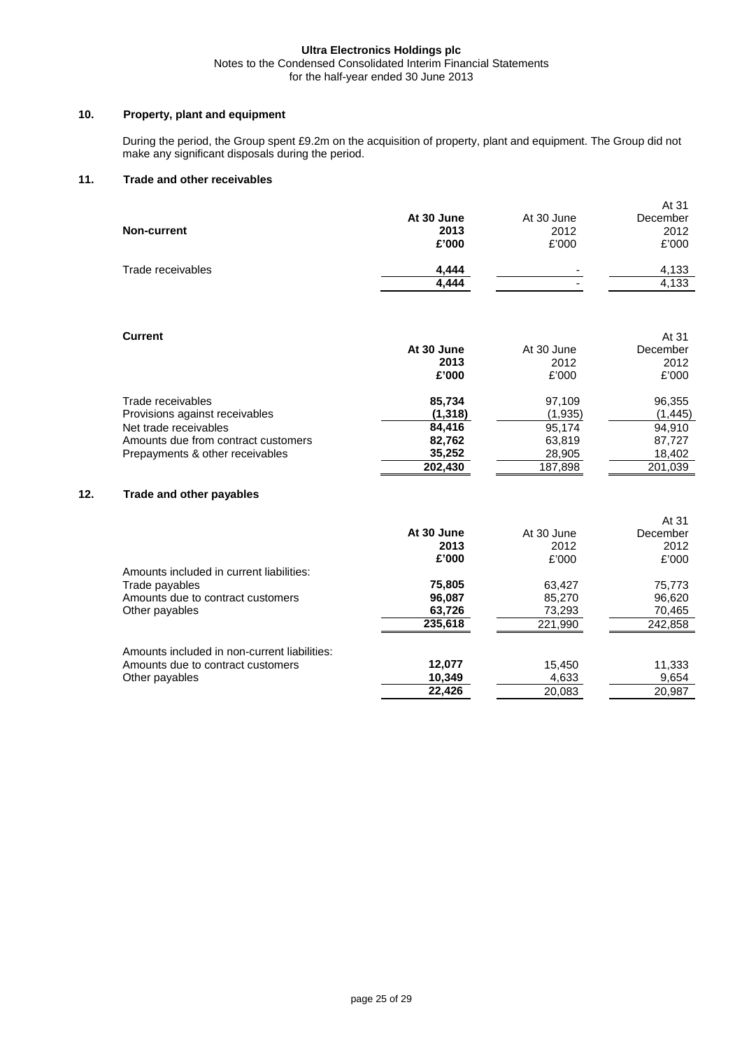## 10. Property, plant and equipment

During the period, the Group spent £9.2m on the acquisition of property, plant and equipment. The Group did not make any significant disposals during the period.

## 11. Trade and other receivables

| Non-current | At 30 June 2013 £'000 | At 30 June 2012 £'000 | At 31 December 2012 £'000 |
|---|---|---|---|
| Trade receivables | **4,444** | - | 4,133 |
| | **4,444** | - | 4,133 |

| Current | At 30 June 2013 £'000 | At 30 June 2012 £'000 | At 31 December 2012 £'000 |
|---|---|---|---|
| Trade receivables | **85,734** | 97,109 | 96,355 |
| Provisions against receivables | **(1,318)** | (1,935) | (1,445) |
| Net trade receivables | **84,416** | 95,174 | 94,910 |
| Amounts due from contract customers | **82,762** | 63,819 | 87,727 |
| Prepayments & other receivables | **35,252** | 28,905 | 18,402 |
| | **202,430** | 187,898 | 201,039 |

## 12. Trade and other payables

| | At 30 June 2013 £'000 | At 30 June 2012 £'000 | At 31 December 2012 £'000 |
|---|---|---|---|
| Amounts included in current liabilities: | | | |
| Trade payables | **75,805** | 63,427 | 75,773 |
| Amounts due to contract customers | **96,087** | 85,270 | 96,620 |
| Other payables | **63,726** | 73,293 | 70,465 |
| | **235,618** | 221,990 | 242,858 |
| Amounts included in non-current liabilities: | | | |
| Amounts due to contract customers | **12,077** | 15,450 | 11,333 |
| Other payables | **10,349** | 4,633 | 9,654 |
| | **22,426** | 20,083 | 20,987 |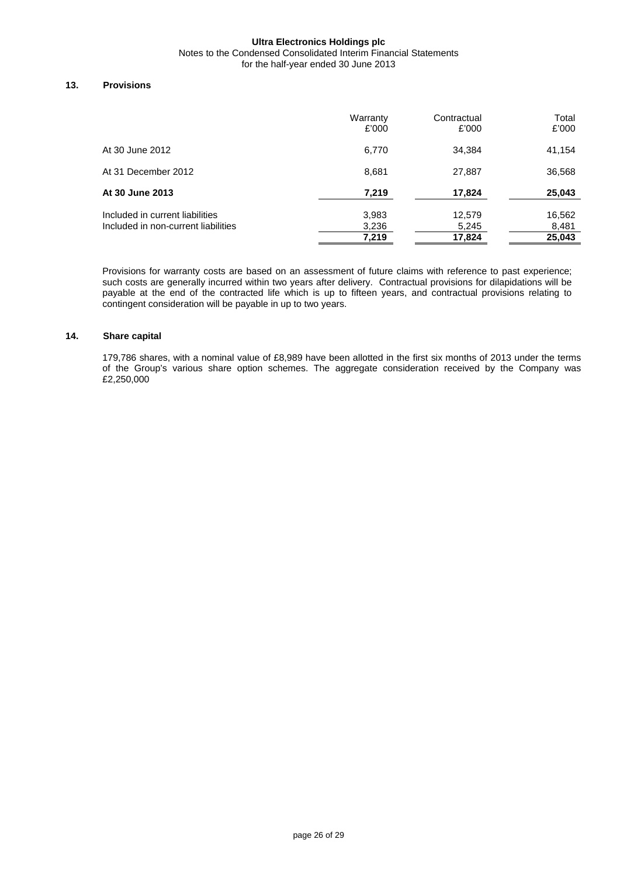## 13. Provisions

| | Warranty £'000 | Contractual £'000 | Total £'000 |
|---|---|---|---|
| At 30 June 2012 | 6,770 | 34,384 | 41,154 |
| At 31 December 2012 | 8,681 | 27,887 | 36,568 |
| **At 30 June 2013** | **7,219** | **17,824** | **25,043** |
| Included in current liabilities | 3,983 | 12,579 | 16,562 |
| Included in non-current liabilities | 3,236 | 5,245 | 8,481 |
| | **7,219** | **17,824** | **25,043** |

Provisions for warranty costs are based on an assessment of future claims with reference to past experience; such costs are generally incurred within two years after delivery. Contractual provisions for dilapidations will be payable at the end of the contracted life which is up to fifteen years, and contractual provisions relating to contingent consideration will be payable in up to two years.

## 14. Share capital

179,786 shares, with a nominal value of £8,989 have been allotted in the first six months of 2013 under the terms of the Group's various share option schemes. The aggregate consideration received by the Company was £2,250,000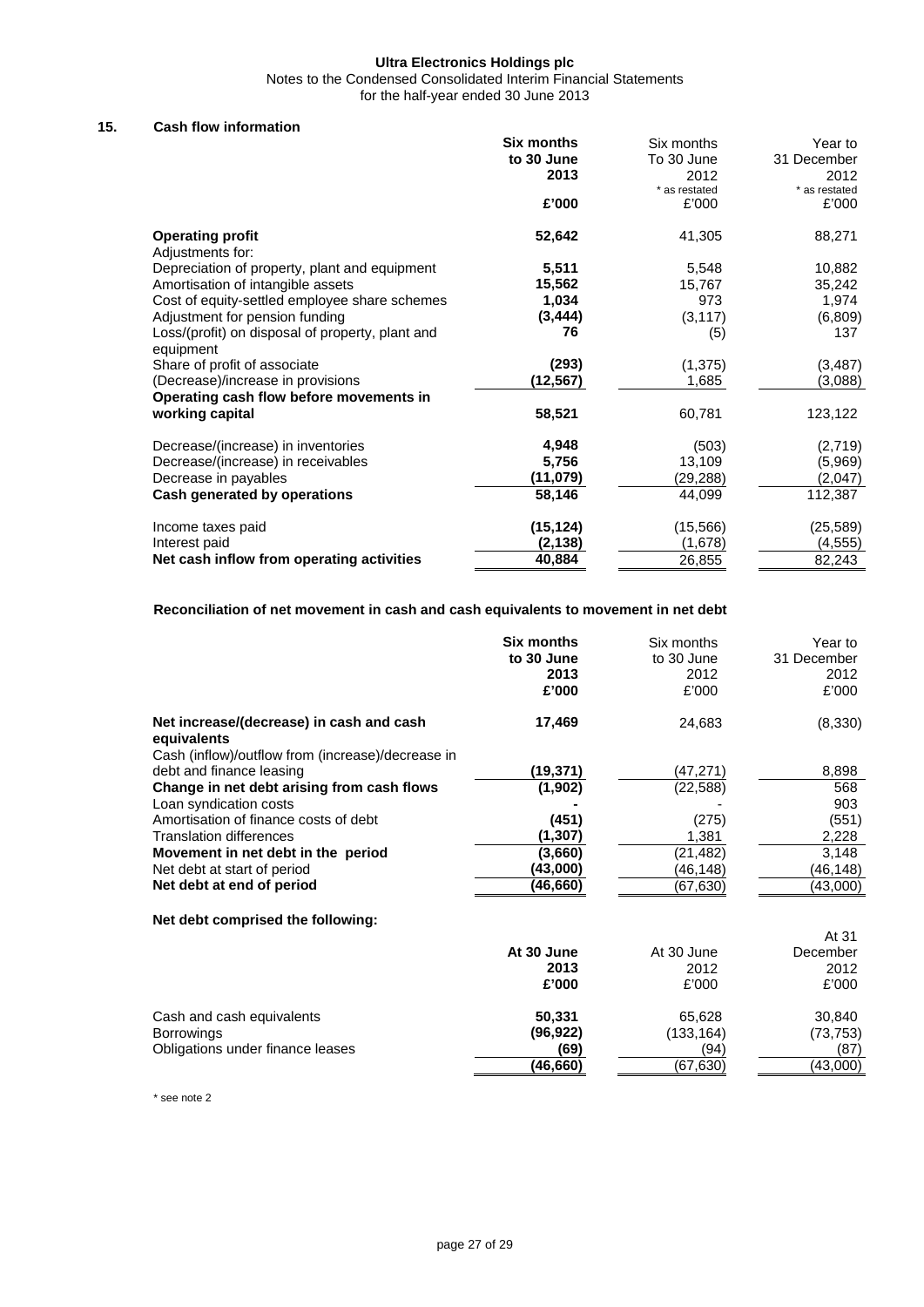**Ultra Electronics Holdings plc**
Notes to the Condensed Consolidated Interim Financial Statements
for the half-year ended 30 June 2013

## 15. Cash flow information

| | **Six months to 30 June 2013** | Six months To 30 June 2012 * as restated | Year to 31 December 2012 * as restated |
|---|---|---|---|
| | **£'000** | £'000 | £'000 |
| **Operating profit** | **52,642** | 41,305 | 88,271 |
| Adjustments for: | | | |
| Depreciation of property, plant and equipment | **5,511** | 5,548 | 10,882 |
| Amortisation of intangible assets | **15,562** | 15,767 | 35,242 |
| Cost of equity-settled employee share schemes | **1,034** | 973 | 1,974 |
| Adjustment for pension funding | **(3,444)** | (3,117) | (6,809) |
| Loss/(profit) on disposal of property, plant and equipment | **76** | (5) | 137 |
| Share of profit of associate | **(293)** | (1,375) | (3,487) |
| (Decrease)/increase in provisions | **(12,567)** | 1,685 | (3,088) |
| **Operating cash flow before movements in working capital** | **58,521** | 60,781 | 123,122 |
| Decrease/(increase) in inventories | **4,948** | (503) | (2,719) |
| Decrease/(increase) in receivables | **5,756** | 13,109 | (5,969) |
| Decrease in payables | **(11,079)** | (29,288) | (2,047) |
| **Cash generated by operations** | **58,146** | 44,099 | 112,387 |
| Income taxes paid | **(15,124)** | (15,566) | (25,589) |
| Interest paid | **(2,138)** | (1,678) | (4,555) |
| **Net cash inflow from operating activities** | **40,884** | 26,855 | 82,243 |

### Reconciliation of net movement in cash and cash equivalents to movement in net debt

| | **Six months to 30 June 2013 £'000** | Six months to 30 June 2012 £'000 | Year to 31 December 2012 £'000 |
|---|---|---|---|
| **Net increase/(decrease) in cash and cash equivalents** | **17,469** | 24,683 | (8,330) |
| Cash (inflow)/outflow from (increase)/decrease in debt and finance leasing | **(19,371)** | (47,271) | 8,898 |
| **Change in net debt arising from cash flows** | **(1,902)** | (22,588) | 568 |
| Loan syndication costs | **-** | - | 903 |
| Amortisation of finance costs of debt | **(451)** | (275) | (551) |
| Translation differences | **(1,307)** | 1,381 | 2,228 |
| **Movement in net debt in the period** | **(3,660)** | (21,482) | 3,148 |
| Net debt at start of period | **(43,000)** | (46,148) | (46,148) |
| **Net debt at end of period** | **(46,660)** | (67,630) | (43,000) |

**Net debt comprised the following:**

| | **At 30 June 2013 £'000** | At 30 June 2012 £'000 | At 31 December 2012 £'000 |
|---|---|---|---|
| Cash and cash equivalents | **50,331** | 65,628 | 30,840 |
| Borrowings | **(96,922)** | (133,164) | (73,753) |
| Obligations under finance leases | **(69)** | (94) | (87) |
| | **(46,660)** | (67,630) | (43,000) |

\* see note 2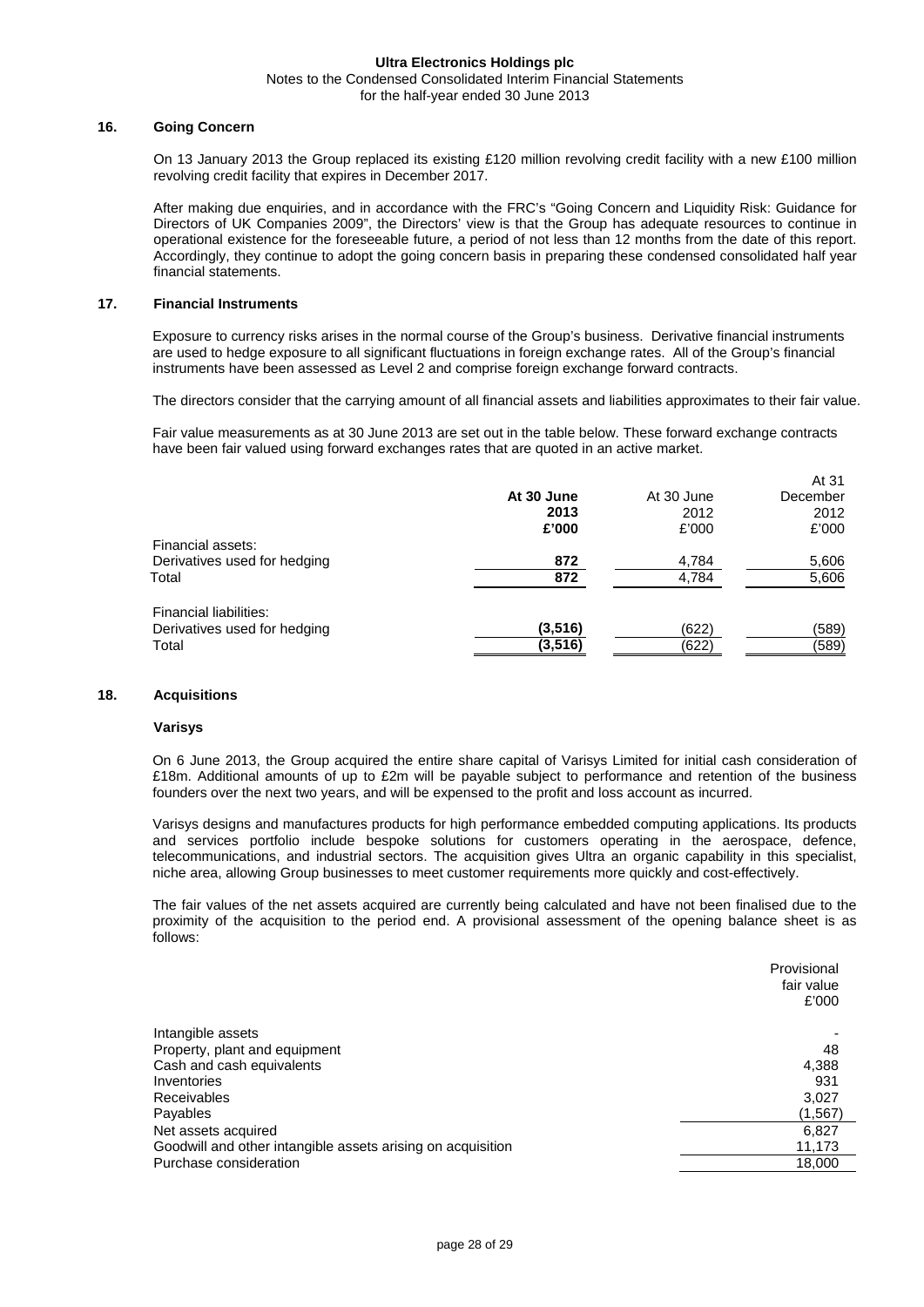### 16. Going Concern

On 13 January 2013 the Group replaced its existing £120 million revolving credit facility with a new £100 million revolving credit facility that expires in December 2017.

After making due enquiries, and in accordance with the FRC's "Going Concern and Liquidity Risk: Guidance for Directors of UK Companies 2009", the Directors' view is that the Group has adequate resources to continue in operational existence for the foreseeable future, a period of not less than 12 months from the date of this report. Accordingly, they continue to adopt the going concern basis in preparing these condensed consolidated half year financial statements.

### 17. Financial Instruments

Exposure to currency risks arises in the normal course of the Group's business. Derivative financial instruments are used to hedge exposure to all significant fluctuations in foreign exchange rates. All of the Group's financial instruments have been assessed as Level 2 and comprise foreign exchange forward contracts.

The directors consider that the carrying amount of all financial assets and liabilities approximates to their fair value.

Fair value measurements as at 30 June 2013 are set out in the table below. These forward exchange contracts have been fair valued using forward exchanges rates that are quoted in an active market.

| | **At 30 June 2013 £'000** | At 30 June 2012 £'000 | At 31 December 2012 £'000 |
|---|---|---|---|
| Financial assets: | | | |
| Derivatives used for hedging | **872** | 4,784 | 5,606 |
| Total | **872** | 4,784 | 5,606 |
| | | | |
| Financial liabilities: | | | |
| Derivatives used for hedging | **(3,516)** | (622) | (589) |
| Total | **(3,516)** | (622) | (589) |

### 18. Acquisitions

**Varisys**

On 6 June 2013, the Group acquired the entire share capital of Varisys Limited for initial cash consideration of £18m. Additional amounts of up to £2m will be payable subject to performance and retention of the business founders over the next two years, and will be expensed to the profit and loss account as incurred.

Varisys designs and manufactures products for high performance embedded computing applications. Its products and services portfolio include bespoke solutions for customers operating in the aerospace, defence, telecommunications, and industrial sectors. The acquisition gives Ultra an organic capability in this specialist, niche area, allowing Group businesses to meet customer requirements more quickly and cost-effectively.

The fair values of the net assets acquired are currently being calculated and have not been finalised due to the proximity of the acquisition to the period end. A provisional assessment of the opening balance sheet is as follows:

| | Provisional fair value £'000 |
|---|---|
| Intangible assets | - |
| Property, plant and equipment | 48 |
| Cash and cash equivalents | 4,388 |
| Inventories | 931 |
| Receivables | 3,027 |
| Payables | (1,567) |
| Net assets acquired | 6,827 |
| Goodwill and other intangible assets arising on acquisition | 11,173 |
| Purchase consideration | 18,000 |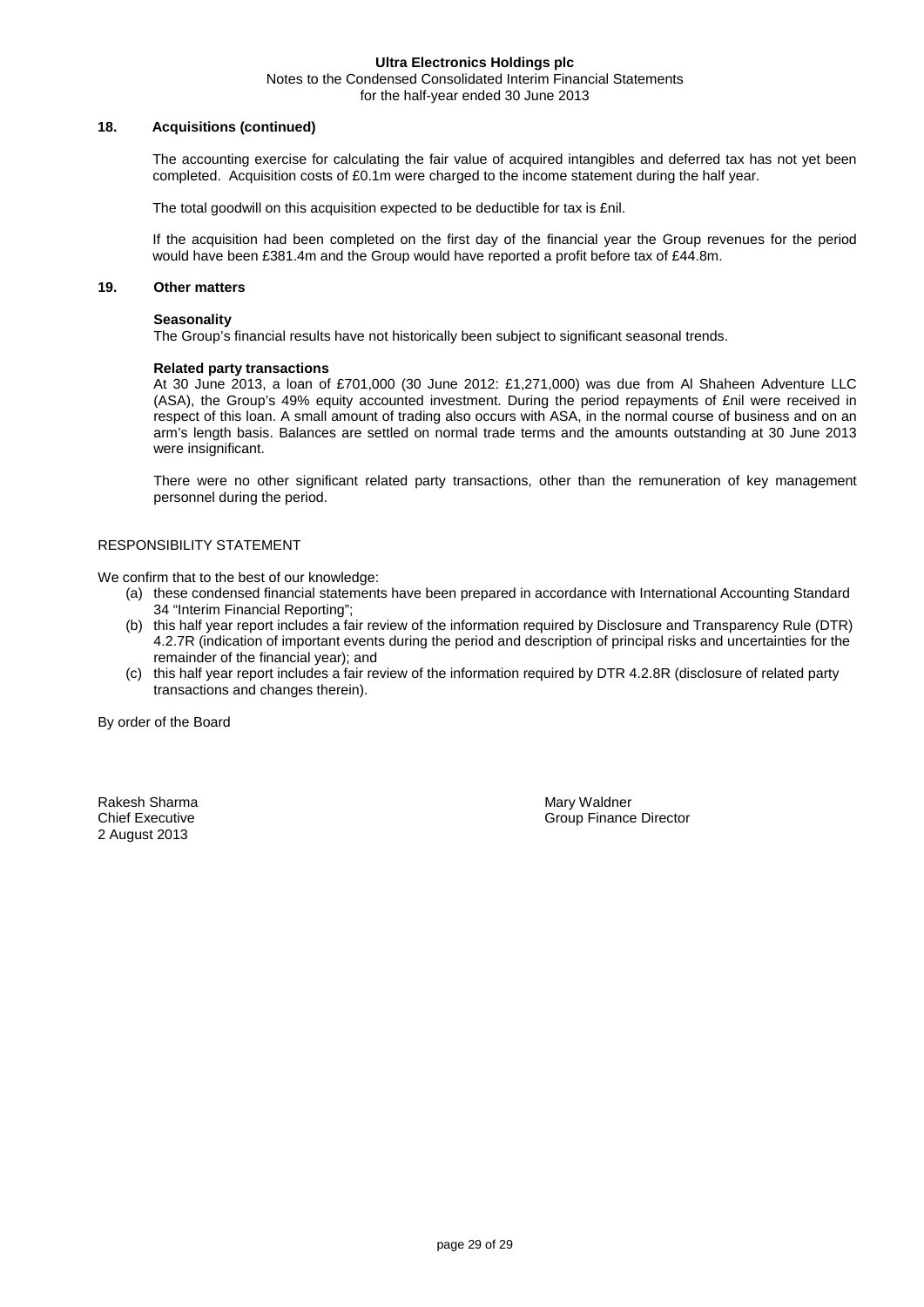## 18. Acquisitions (continued)

The accounting exercise for calculating the fair value of acquired intangibles and deferred tax has not yet been completed. Acquisition costs of £0.1m were charged to the income statement during the half year.

The total goodwill on this acquisition expected to be deductible for tax is £nil.

If the acquisition had been completed on the first day of the financial year the Group revenues for the period would have been £381.4m and the Group would have reported a profit before tax of £44.8m.

## 19. Other matters

**Seasonality**

The Group's financial results have not historically been subject to significant seasonal trends.

**Related party transactions**

At 30 June 2013, a loan of £701,000 (30 June 2012: £1,271,000) was due from Al Shaheen Adventure LLC (ASA), the Group's 49% equity accounted investment. During the period repayments of £nil were received in respect of this loan. A small amount of trading also occurs with ASA, in the normal course of business and on an arm's length basis. Balances are settled on normal trade terms and the amounts outstanding at 30 June 2013 were insignificant.

There were no other significant related party transactions, other than the remuneration of key management personnel during the period.

## RESPONSIBILITY STATEMENT

We confirm that to the best of our knowledge:

(a) these condensed financial statements have been prepared in accordance with International Accounting Standard 34 "Interim Financial Reporting";

(b) this half year report includes a fair review of the information required by Disclosure and Transparency Rule (DTR) 4.2.7R (indication of important events during the period and description of principal risks and uncertainties for the remainder of the financial year); and

(c) this half year report includes a fair review of the information required by DTR 4.2.8R (disclosure of related party transactions and changes therein).

By order of the Board

Rakesh Sharma
Chief Executive
2 August 2013

Mary Waldner
Group Finance Director